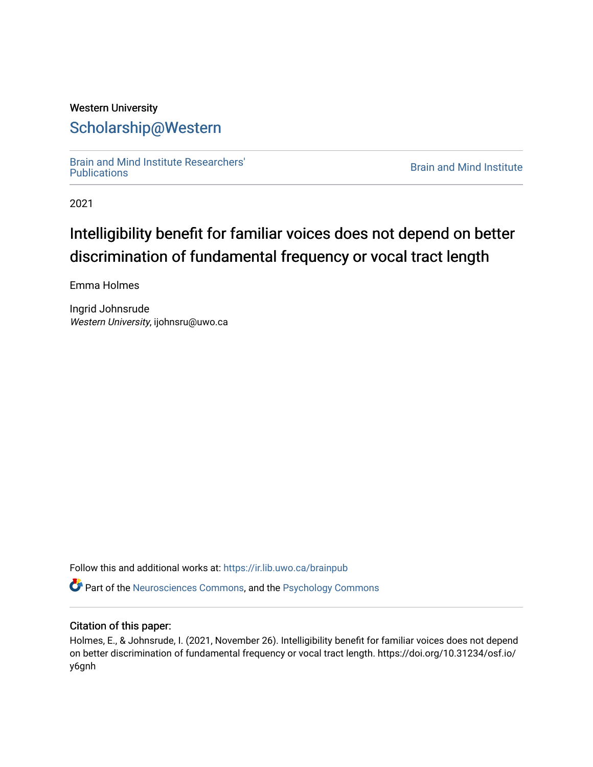Western University

# Scholarship@Western

Brain and Mind Institute Researchers' Publications

Brain and Mind Institute

2021

# Intelligibility benefit for familiar voices does not depend on better discrimination of fundamental frequency or vocal tract length

Emma Holmes

Ingrid Johnsrude
*Western University*, ijohnsru@uwo.ca

Follow this and additional works at: https://ir.lib.uwo.ca/brainpub

Part of the Neurosciences Commons, and the Psychology Commons

### Citation of this paper:

Holmes, E., & Johnsrude, I. (2021, November 26). Intelligibility benefit for familiar voices does not depend on better discrimination of fundamental frequency or vocal tract length. https://doi.org/10.31234/osf.io/y6gnh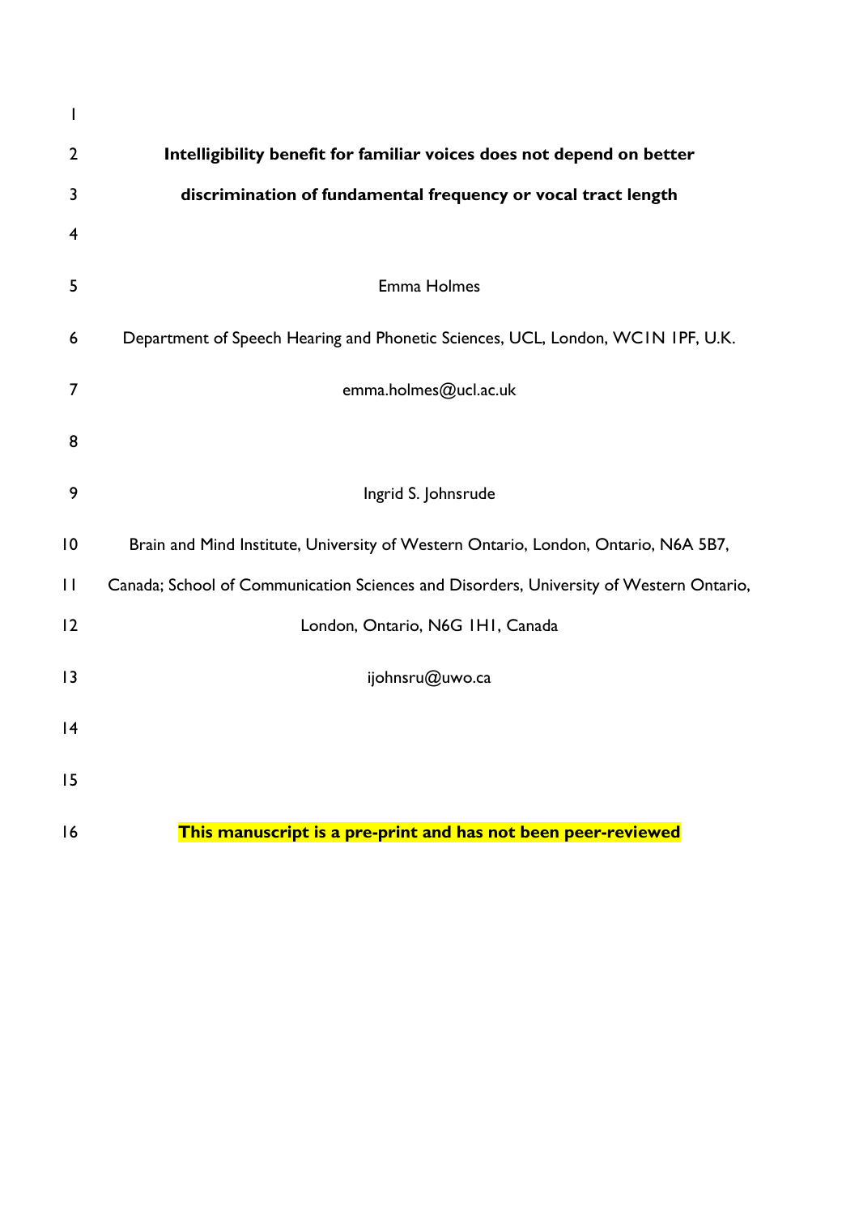# Intelligibility benefit for familiar voices does not depend on better discrimination of fundamental frequency or vocal tract length

Emma Holmes

Department of Speech Hearing and Phonetic Sciences, UCL, London, WC1N 1PF, U.K.

emma.holmes@ucl.ac.uk

Ingrid S. Johnsrude

Brain and Mind Institute, University of Western Ontario, London, Ontario, N6A 5B7, Canada; School of Communication Sciences and Disorders, University of Western Ontario, London, Ontario, N6G 1H1, Canada

ijohnsru@uwo.ca

**This manuscript is a pre-print and has not been peer-reviewed**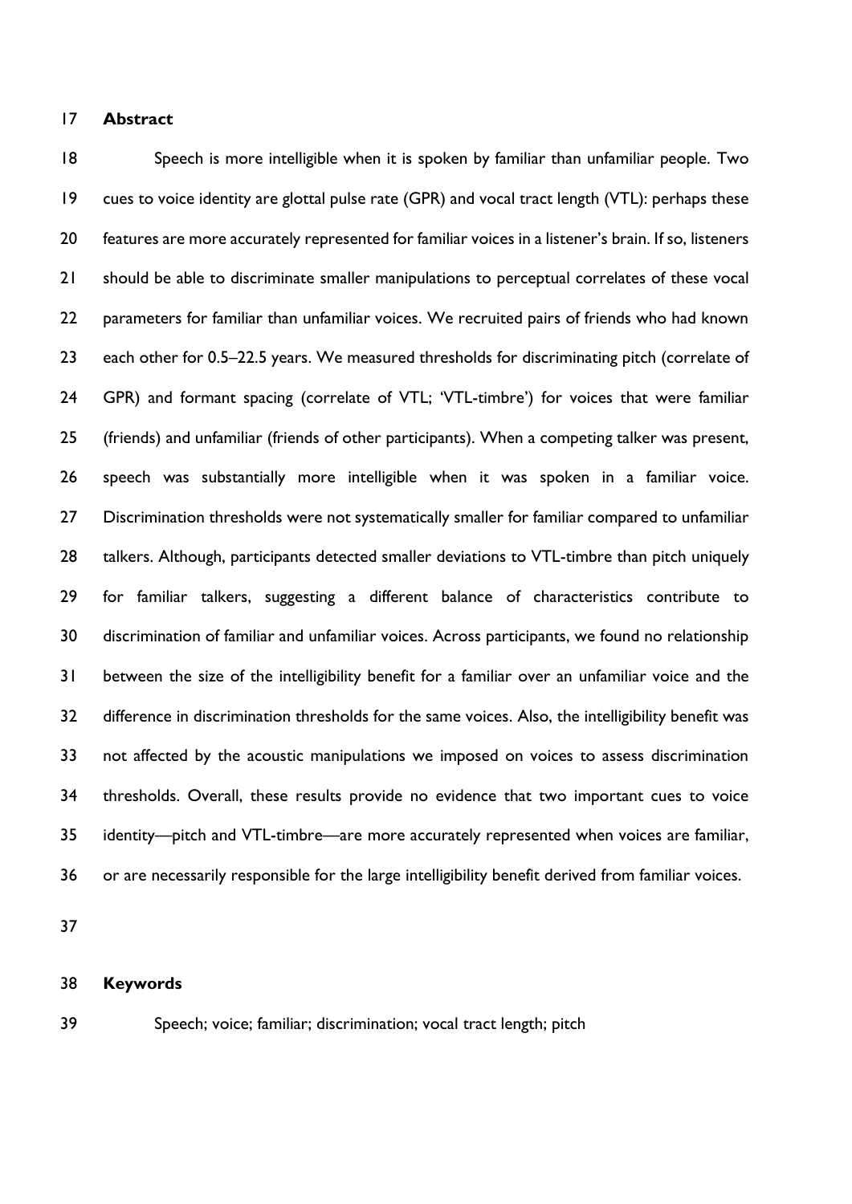## Abstract

Speech is more intelligible when it is spoken by familiar than unfamiliar people. Two cues to voice identity are glottal pulse rate (GPR) and vocal tract length (VTL): perhaps these features are more accurately represented for familiar voices in a listener's brain. If so, listeners should be able to discriminate smaller manipulations to perceptual correlates of these vocal parameters for familiar than unfamiliar voices. We recruited pairs of friends who had known each other for 0.5–22.5 years. We measured thresholds for discriminating pitch (correlate of GPR) and formant spacing (correlate of VTL; 'VTL-timbre') for voices that were familiar (friends) and unfamiliar (friends of other participants). When a competing talker was present, speech was substantially more intelligible when it was spoken in a familiar voice. Discrimination thresholds were not systematically smaller for familiar compared to unfamiliar talkers. Although, participants detected smaller deviations to VTL-timbre than pitch uniquely for familiar talkers, suggesting a different balance of characteristics contribute to discrimination of familiar and unfamiliar voices. Across participants, we found no relationship between the size of the intelligibility benefit for a familiar over an unfamiliar voice and the difference in discrimination thresholds for the same voices. Also, the intelligibility benefit was not affected by the acoustic manipulations we imposed on voices to assess discrimination thresholds. Overall, these results provide no evidence that two important cues to voice identity—pitch and VTL-timbre—are more accurately represented when voices are familiar, or are necessarily responsible for the large intelligibility benefit derived from familiar voices.

## Keywords

Speech; voice; familiar; discrimination; vocal tract length; pitch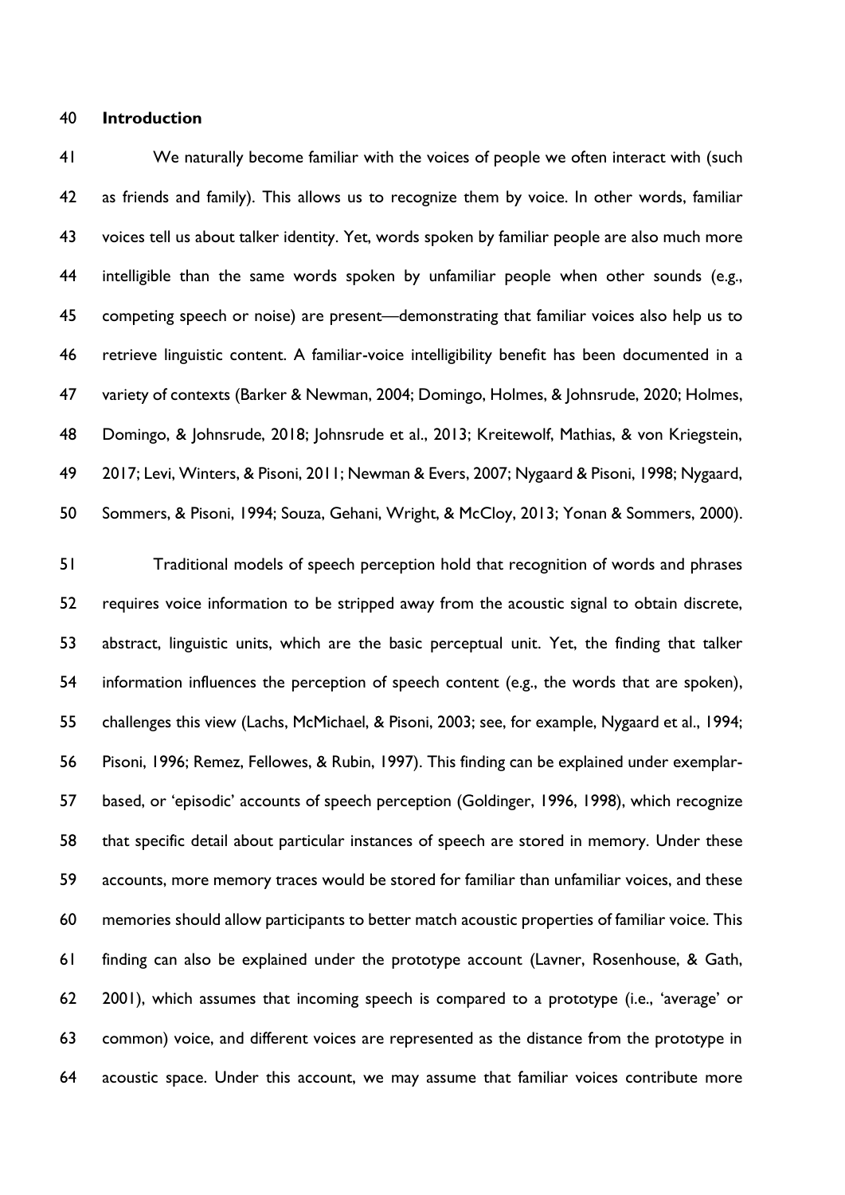## Introduction

We naturally become familiar with the voices of people we often interact with (such as friends and family). This allows us to recognize them by voice. In other words, familiar voices tell us about talker identity. Yet, words spoken by familiar people are also much more intelligible than the same words spoken by unfamiliar people when other sounds (e.g., competing speech or noise) are present—demonstrating that familiar voices also help us to retrieve linguistic content. A familiar-voice intelligibility benefit has been documented in a variety of contexts (Barker & Newman, 2004; Domingo, Holmes, & Johnsrude, 2020; Holmes, Domingo, & Johnsrude, 2018; Johnsrude et al., 2013; Kreitewolf, Mathias, & von Kriegstein, 2017; Levi, Winters, & Pisoni, 2011; Newman & Evers, 2007; Nygaard & Pisoni, 1998; Nygaard, Sommers, & Pisoni, 1994; Souza, Gehani, Wright, & McCloy, 2013; Yonan & Sommers, 2000).

Traditional models of speech perception hold that recognition of words and phrases requires voice information to be stripped away from the acoustic signal to obtain discrete, abstract, linguistic units, which are the basic perceptual unit. Yet, the finding that talker information influences the perception of speech content (e.g., the words that are spoken), challenges this view (Lachs, McMichael, & Pisoni, 2003; see, for example, Nygaard et al., 1994; Pisoni, 1996; Remez, Fellowes, & Rubin, 1997). This finding can be explained under exemplar-based, or 'episodic' accounts of speech perception (Goldinger, 1996, 1998), which recognize that specific detail about particular instances of speech are stored in memory. Under these accounts, more memory traces would be stored for familiar than unfamiliar voices, and these memories should allow participants to better match acoustic properties of familiar voice. This finding can also be explained under the prototype account (Lavner, Rosenhouse, & Gath, 2001), which assumes that incoming speech is compared to a prototype (i.e., 'average' or common) voice, and different voices are represented as the distance from the prototype in acoustic space. Under this account, we may assume that familiar voices contribute more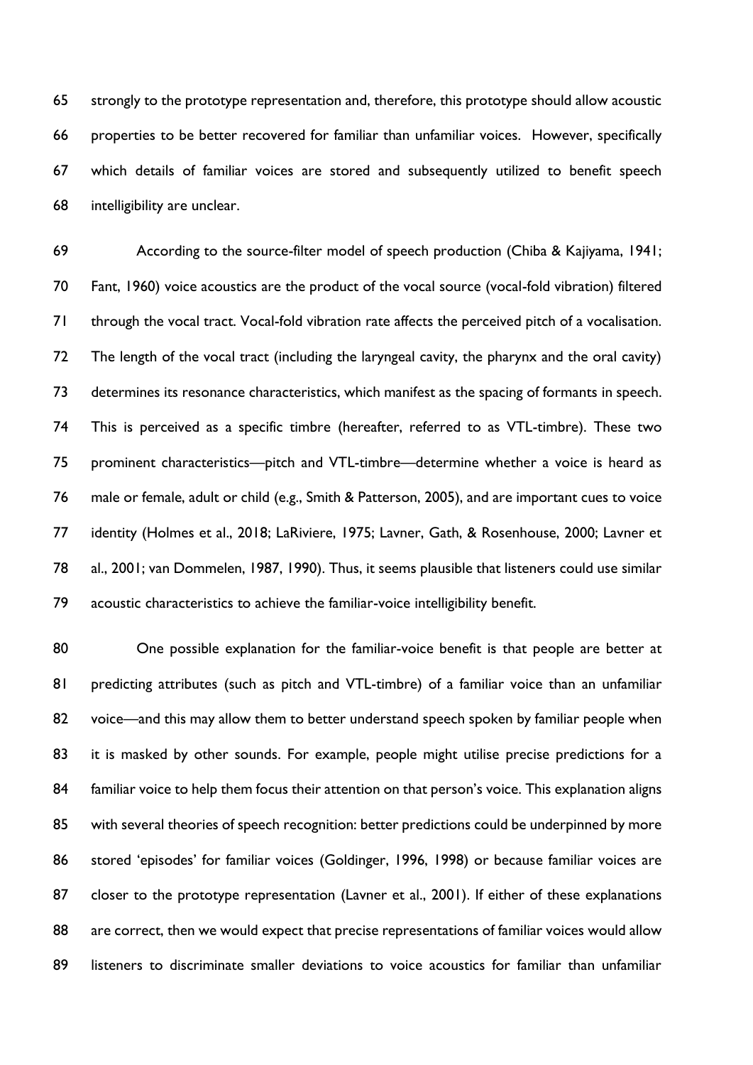strongly to the prototype representation and, therefore, this prototype should allow acoustic properties to be better recovered for familiar than unfamiliar voices. However, specifically which details of familiar voices are stored and subsequently utilized to benefit speech intelligibility are unclear.

According to the source-filter model of speech production (Chiba & Kajiyama, 1941; Fant, 1960) voice acoustics are the product of the vocal source (vocal-fold vibration) filtered through the vocal tract. Vocal-fold vibration rate affects the perceived pitch of a vocalisation. The length of the vocal tract (including the laryngeal cavity, the pharynx and the oral cavity) determines its resonance characteristics, which manifest as the spacing of formants in speech. This is perceived as a specific timbre (hereafter, referred to as VTL-timbre). These two prominent characteristics—pitch and VTL-timbre—determine whether a voice is heard as male or female, adult or child (e.g., Smith & Patterson, 2005), and are important cues to voice identity (Holmes et al., 2018; LaRiviere, 1975; Lavner, Gath, & Rosenhouse, 2000; Lavner et al., 2001; van Dommelen, 1987, 1990). Thus, it seems plausible that listeners could use similar acoustic characteristics to achieve the familiar-voice intelligibility benefit.

One possible explanation for the familiar-voice benefit is that people are better at predicting attributes (such as pitch and VTL-timbre) of a familiar voice than an unfamiliar voice—and this may allow them to better understand speech spoken by familiar people when it is masked by other sounds. For example, people might utilise precise predictions for a familiar voice to help them focus their attention on that person's voice. This explanation aligns with several theories of speech recognition: better predictions could be underpinned by more stored 'episodes' for familiar voices (Goldinger, 1996, 1998) or because familiar voices are closer to the prototype representation (Lavner et al., 2001). If either of these explanations are correct, then we would expect that precise representations of familiar voices would allow listeners to discriminate smaller deviations to voice acoustics for familiar than unfamiliar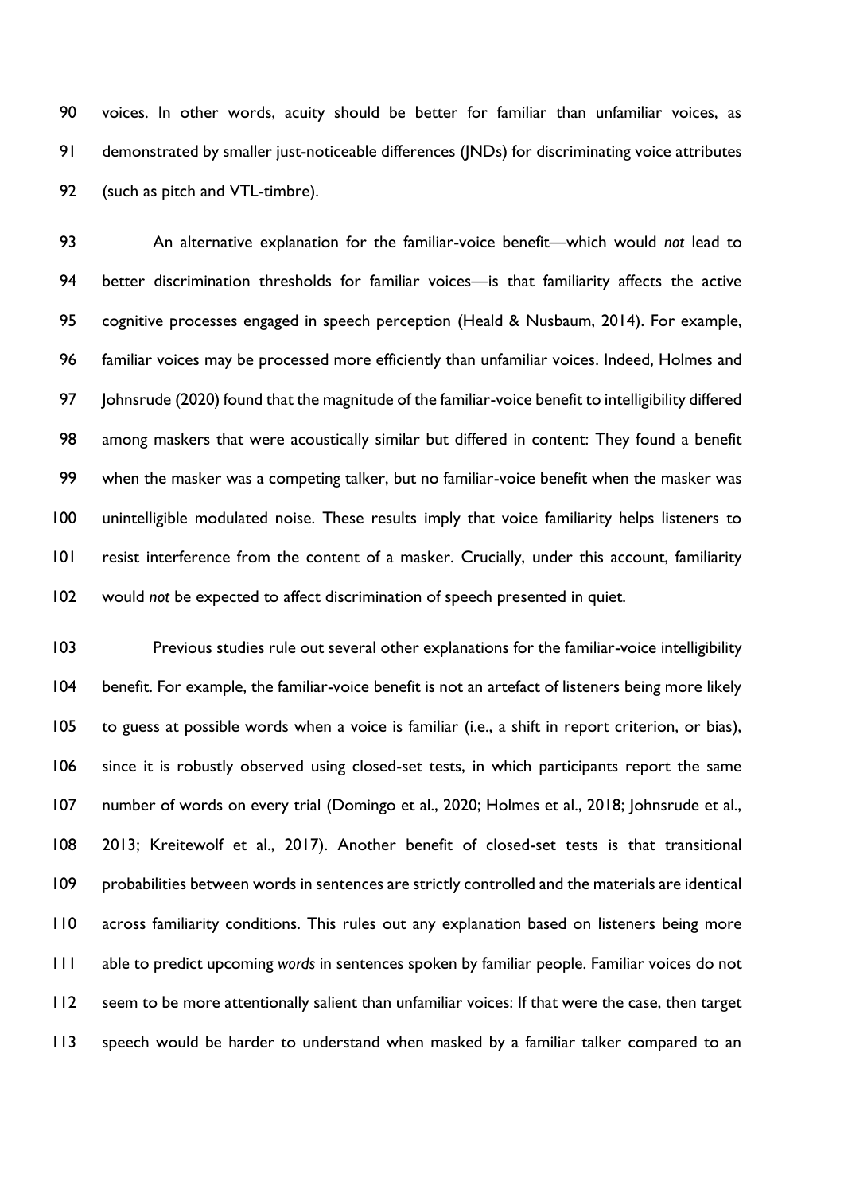voices. In other words, acuity should be better for familiar than unfamiliar voices, as demonstrated by smaller just-noticeable differences (JNDs) for discriminating voice attributes (such as pitch and VTL-timbre).

An alternative explanation for the familiar-voice benefit—which would *not* lead to better discrimination thresholds for familiar voices—is that familiarity affects the active cognitive processes engaged in speech perception (Heald & Nusbaum, 2014). For example, familiar voices may be processed more efficiently than unfamiliar voices. Indeed, Holmes and Johnsrude (2020) found that the magnitude of the familiar-voice benefit to intelligibility differed among maskers that were acoustically similar but differed in content: They found a benefit when the masker was a competing talker, but no familiar-voice benefit when the masker was unintelligible modulated noise. These results imply that voice familiarity helps listeners to resist interference from the content of a masker. Crucially, under this account, familiarity would *not* be expected to affect discrimination of speech presented in quiet.

Previous studies rule out several other explanations for the familiar-voice intelligibility benefit. For example, the familiar-voice benefit is not an artefact of listeners being more likely to guess at possible words when a voice is familiar (i.e., a shift in report criterion, or bias), since it is robustly observed using closed-set tests, in which participants report the same number of words on every trial (Domingo et al., 2020; Holmes et al., 2018; Johnsrude et al., 2013; Kreitewolf et al., 2017). Another benefit of closed-set tests is that transitional probabilities between words in sentences are strictly controlled and the materials are identical across familiarity conditions. This rules out any explanation based on listeners being more able to predict upcoming *words* in sentences spoken by familiar people. Familiar voices do not seem to be more attentionally salient than unfamiliar voices: If that were the case, then target speech would be harder to understand when masked by a familiar talker compared to an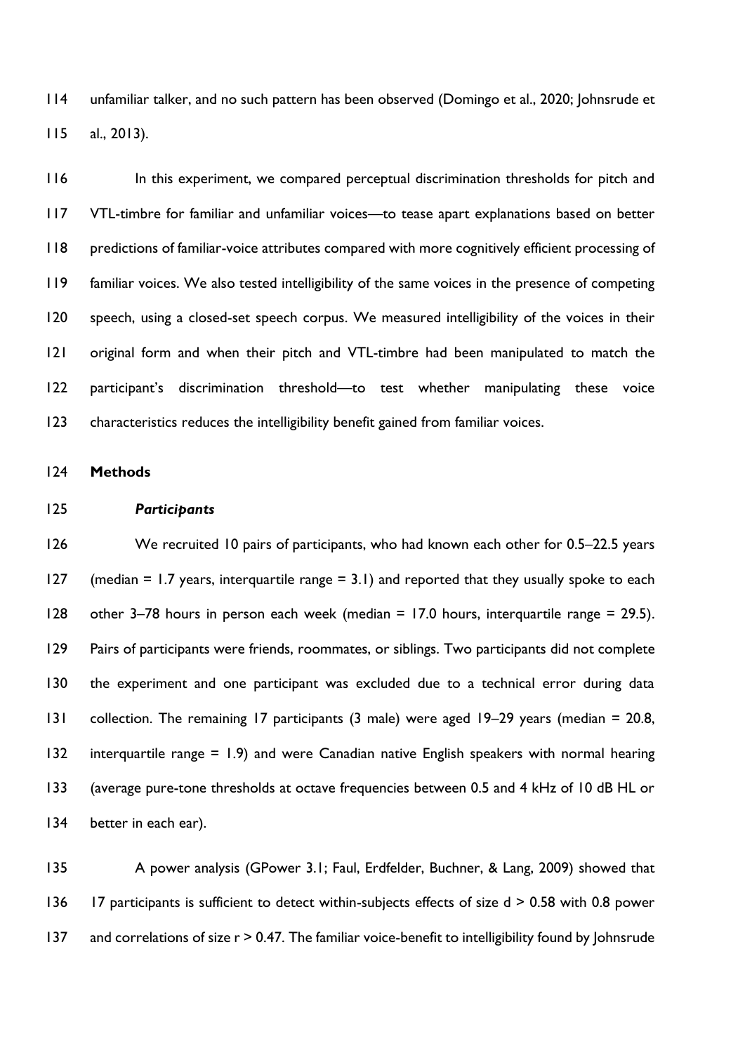unfamiliar talker, and no such pattern has been observed (Domingo et al., 2020; Johnsrude et al., 2013).

In this experiment, we compared perceptual discrimination thresholds for pitch and VTL-timbre for familiar and unfamiliar voices—to tease apart explanations based on better predictions of familiar-voice attributes compared with more cognitively efficient processing of familiar voices. We also tested intelligibility of the same voices in the presence of competing speech, using a closed-set speech corpus. We measured intelligibility of the voices in their original form and when their pitch and VTL-timbre had been manipulated to match the participant's discrimination threshold—to test whether manipulating these voice characteristics reduces the intelligibility benefit gained from familiar voices.

## Methods

### *Participants*

We recruited 10 pairs of participants, who had known each other for 0.5–22.5 years (median = 1.7 years, interquartile range = 3.1) and reported that they usually spoke to each other 3–78 hours in person each week (median = 17.0 hours, interquartile range = 29.5). Pairs of participants were friends, roommates, or siblings. Two participants did not complete the experiment and one participant was excluded due to a technical error during data collection. The remaining 17 participants (3 male) were aged 19–29 years (median = 20.8, interquartile range = 1.9) and were Canadian native English speakers with normal hearing (average pure-tone thresholds at octave frequencies between 0.5 and 4 kHz of 10 dB HL or better in each ear).

A power analysis (GPower 3.1; Faul, Erdfelder, Buchner, & Lang, 2009) showed that 17 participants is sufficient to detect within-subjects effects of size $d > 0.58$ with 0.8 power and correlations of size $r > 0.47$. The familiar voice-benefit to intelligibility found by Johnsrude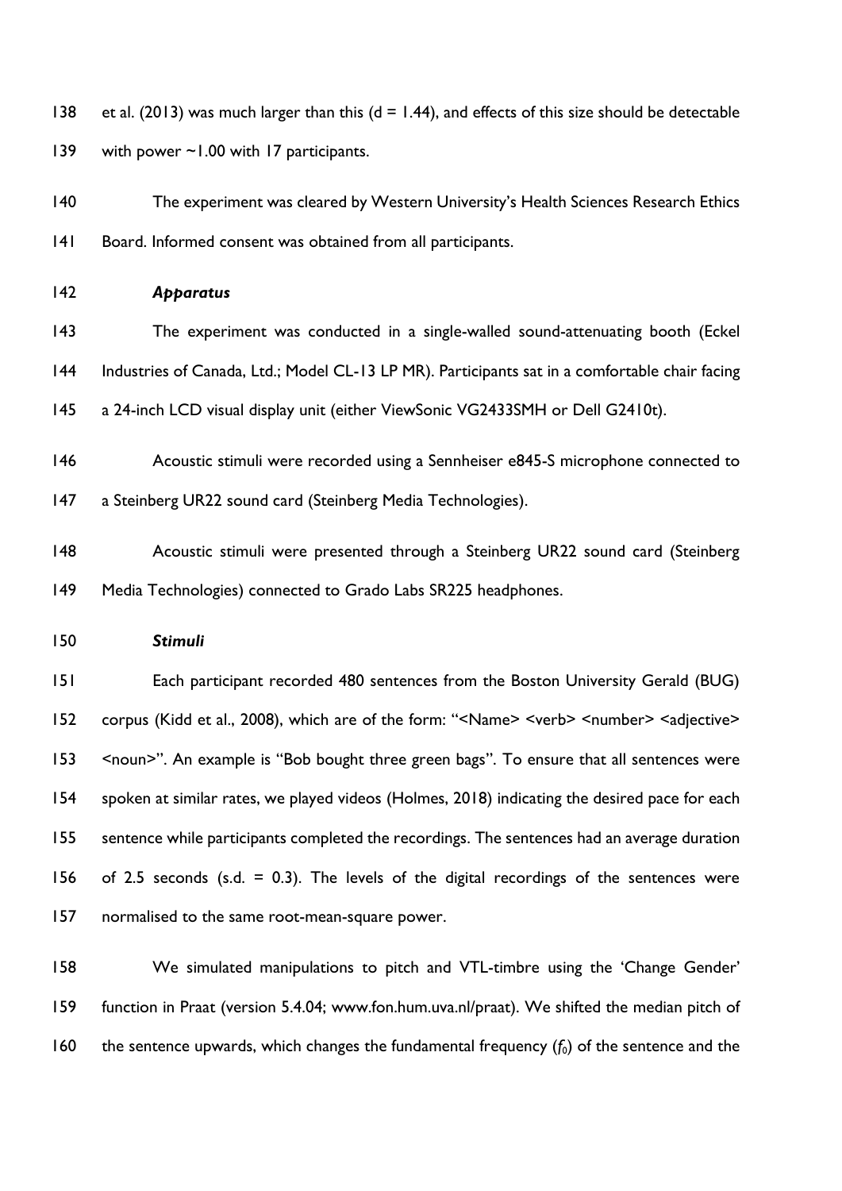et al. (2013) was much larger than this (d = 1.44), and effects of this size should be detectable with power ~1.00 with 17 participants.

The experiment was cleared by Western University's Health Sciences Research Ethics Board. Informed consent was obtained from all participants.

### *Apparatus*

The experiment was conducted in a single-walled sound-attenuating booth (Eckel Industries of Canada, Ltd.; Model CL-13 LP MR). Participants sat in a comfortable chair facing a 24-inch LCD visual display unit (either ViewSonic VG2433SMH or Dell G2410t).

Acoustic stimuli were recorded using a Sennheiser e845-S microphone connected to a Steinberg UR22 sound card (Steinberg Media Technologies).

Acoustic stimuli were presented through a Steinberg UR22 sound card (Steinberg Media Technologies) connected to Grado Labs SR225 headphones.

### *Stimuli*

Each participant recorded 480 sentences from the Boston University Gerald (BUG) corpus (Kidd et al., 2008), which are of the form: "<Name> <verb> <number> <adjective> <noun>". An example is "Bob bought three green bags". To ensure that all sentences were spoken at similar rates, we played videos (Holmes, 2018) indicating the desired pace for each sentence while participants completed the recordings. The sentences had an average duration of 2.5 seconds (s.d. = 0.3). The levels of the digital recordings of the sentences were normalised to the same root-mean-square power.

We simulated manipulations to pitch and VTL-timbre using the 'Change Gender' function in Praat (version 5.4.04; www.fon.hum.uva.nl/praat). We shifted the median pitch of the sentence upwards, which changes the fundamental frequency ($f_0$) of the sentence and the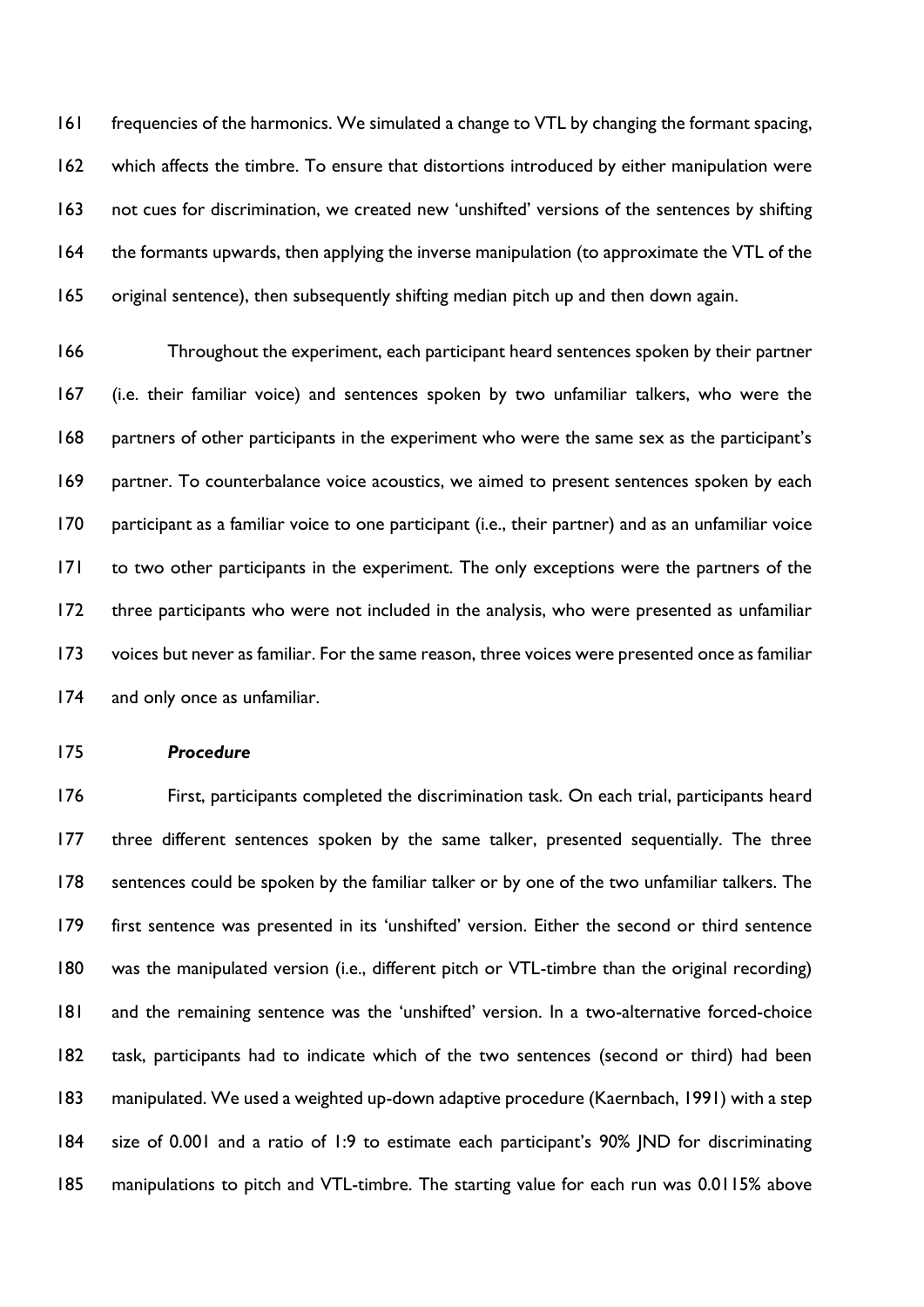frequencies of the harmonics. We simulated a change to VTL by changing the formant spacing, which affects the timbre. To ensure that distortions introduced by either manipulation were not cues for discrimination, we created new 'unshifted' versions of the sentences by shifting the formants upwards, then applying the inverse manipulation (to approximate the VTL of the original sentence), then subsequently shifting median pitch up and then down again.

Throughout the experiment, each participant heard sentences spoken by their partner (i.e. their familiar voice) and sentences spoken by two unfamiliar talkers, who were the partners of other participants in the experiment who were the same sex as the participant's partner. To counterbalance voice acoustics, we aimed to present sentences spoken by each participant as a familiar voice to one participant (i.e., their partner) and as an unfamiliar voice to two other participants in the experiment. The only exceptions were the partners of the three participants who were not included in the analysis, who were presented as unfamiliar voices but never as familiar. For the same reason, three voices were presented once as familiar and only once as unfamiliar.

***Procedure***

First, participants completed the discrimination task. On each trial, participants heard three different sentences spoken by the same talker, presented sequentially. The three sentences could be spoken by the familiar talker or by one of the two unfamiliar talkers. The first sentence was presented in its 'unshifted' version. Either the second or third sentence was the manipulated version (i.e., different pitch or VTL-timbre than the original recording) and the remaining sentence was the 'unshifted' version. In a two-alternative forced-choice task, participants had to indicate which of the two sentences (second or third) had been manipulated. We used a weighted up-down adaptive procedure (Kaernbach, 1991) with a step size of 0.001 and a ratio of 1:9 to estimate each participant's 90% JND for discriminating manipulations to pitch and VTL-timbre. The starting value for each run was 0.0115% above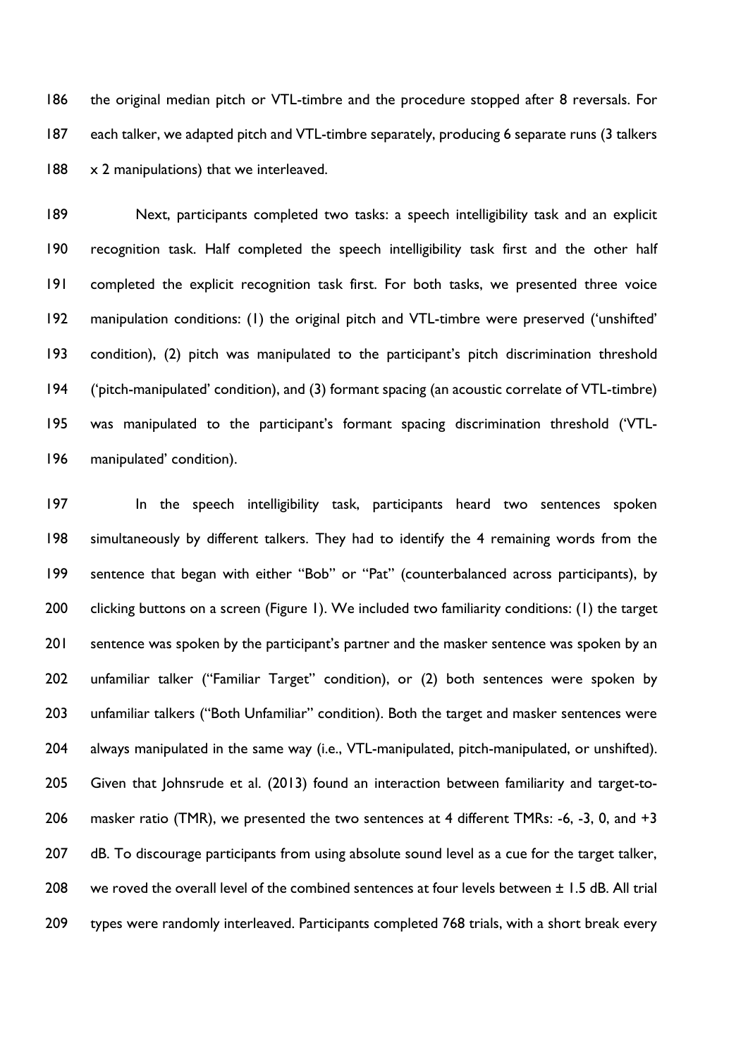the original median pitch or VTL-timbre and the procedure stopped after 8 reversals. For each talker, we adapted pitch and VTL-timbre separately, producing 6 separate runs (3 talkers x 2 manipulations) that we interleaved.

Next, participants completed two tasks: a speech intelligibility task and an explicit recognition task. Half completed the speech intelligibility task first and the other half completed the explicit recognition task first. For both tasks, we presented three voice manipulation conditions: (1) the original pitch and VTL-timbre were preserved ('unshifted' condition), (2) pitch was manipulated to the participant's pitch discrimination threshold ('pitch-manipulated' condition), and (3) formant spacing (an acoustic correlate of VTL-timbre) was manipulated to the participant's formant spacing discrimination threshold ('VTL-manipulated' condition).

In the speech intelligibility task, participants heard two sentences spoken simultaneously by different talkers. They had to identify the 4 remaining words from the sentence that began with either "Bob" or "Pat" (counterbalanced across participants), by clicking buttons on a screen (Figure 1). We included two familiarity conditions: (1) the target sentence was spoken by the participant's partner and the masker sentence was spoken by an unfamiliar talker ("Familiar Target" condition), or (2) both sentences were spoken by unfamiliar talkers ("Both Unfamiliar" condition). Both the target and masker sentences were always manipulated in the same way (i.e., VTL-manipulated, pitch-manipulated, or unshifted). Given that Johnsrude et al. (2013) found an interaction between familiarity and target-to-masker ratio (TMR), we presented the two sentences at 4 different TMRs: -6, -3, 0, and +3 dB. To discourage participants from using absolute sound level as a cue for the target talker, we roved the overall level of the combined sentences at four levels between ± 1.5 dB. All trial types were randomly interleaved. Participants completed 768 trials, with a short break every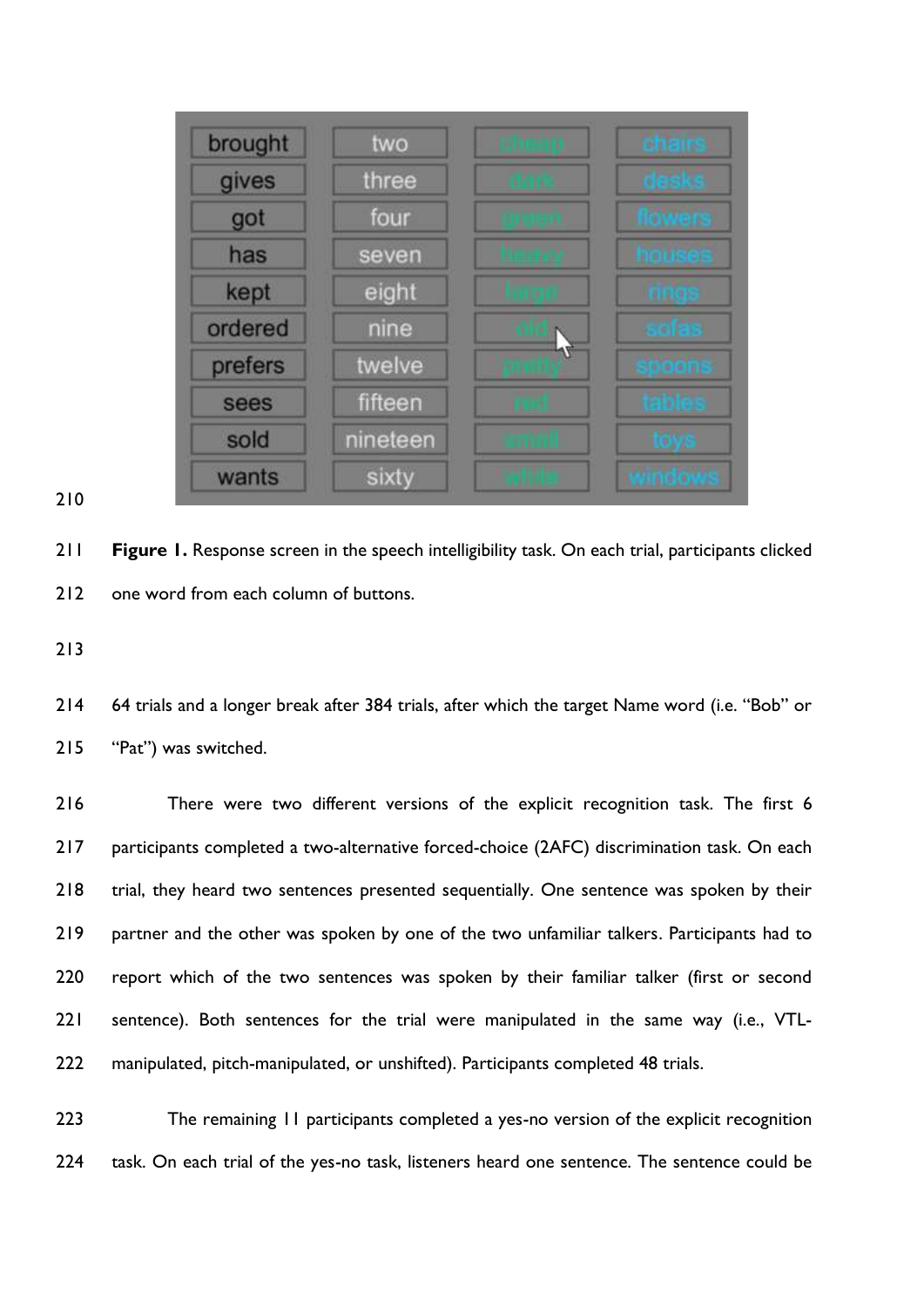**Figure 1.** Response screen in the speech intelligibility task. On each trial, participants clicked one word from each column of buttons.

64 trials and a longer break after 384 trials, after which the target Name word (i.e. "Bob" or "Pat") was switched.

There were two different versions of the explicit recognition task. The first 6 participants completed a two-alternative forced-choice (2AFC) discrimination task. On each trial, they heard two sentences presented sequentially. One sentence was spoken by their partner and the other was spoken by one of the two unfamiliar talkers. Participants had to report which of the two sentences was spoken by their familiar talker (first or second sentence). Both sentences for the trial were manipulated in the same way (i.e., VTL-manipulated, pitch-manipulated, or unshifted). Participants completed 48 trials.

The remaining 11 participants completed a yes-no version of the explicit recognition task. On each trial of the yes-no task, listeners heard one sentence. The sentence could be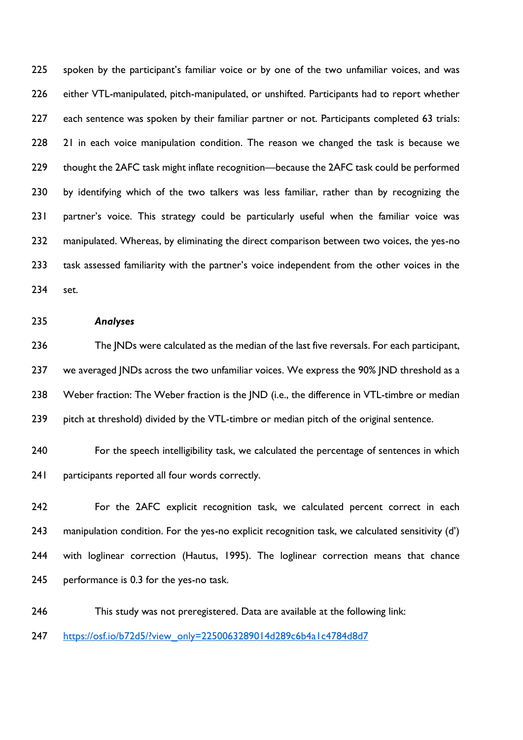spoken by the participant's familiar voice or by one of the two unfamiliar voices, and was either VTL-manipulated, pitch-manipulated, or unshifted. Participants had to report whether each sentence was spoken by their familiar partner or not. Participants completed 63 trials: 21 in each voice manipulation condition. The reason we changed the task is because we thought the 2AFC task might inflate recognition—because the 2AFC task could be performed by identifying which of the two talkers was less familiar, rather than by recognizing the partner's voice. This strategy could be particularly useful when the familiar voice was manipulated. Whereas, by eliminating the direct comparison between two voices, the yes-no task assessed familiarity with the partner's voice independent from the other voices in the set.

### *Analyses*

The JNDs were calculated as the median of the last five reversals. For each participant, we averaged JNDs across the two unfamiliar voices. We express the 90% JND threshold as a Weber fraction: The Weber fraction is the JND (i.e., the difference in VTL-timbre or median pitch at threshold) divided by the VTL-timbre or median pitch of the original sentence.

For the speech intelligibility task, we calculated the percentage of sentences in which participants reported all four words correctly.

For the 2AFC explicit recognition task, we calculated percent correct in each manipulation condition. For the yes-no explicit recognition task, we calculated sensitivity (d') with loglinear correction (Hautus, 1995). The loglinear correction means that chance performance is 0.3 for the yes-no task.

This study was not preregistered. Data are available at the following link: https://osf.io/b72d5/?view_only=225006328901 4d289c6b4a1c4784d8d7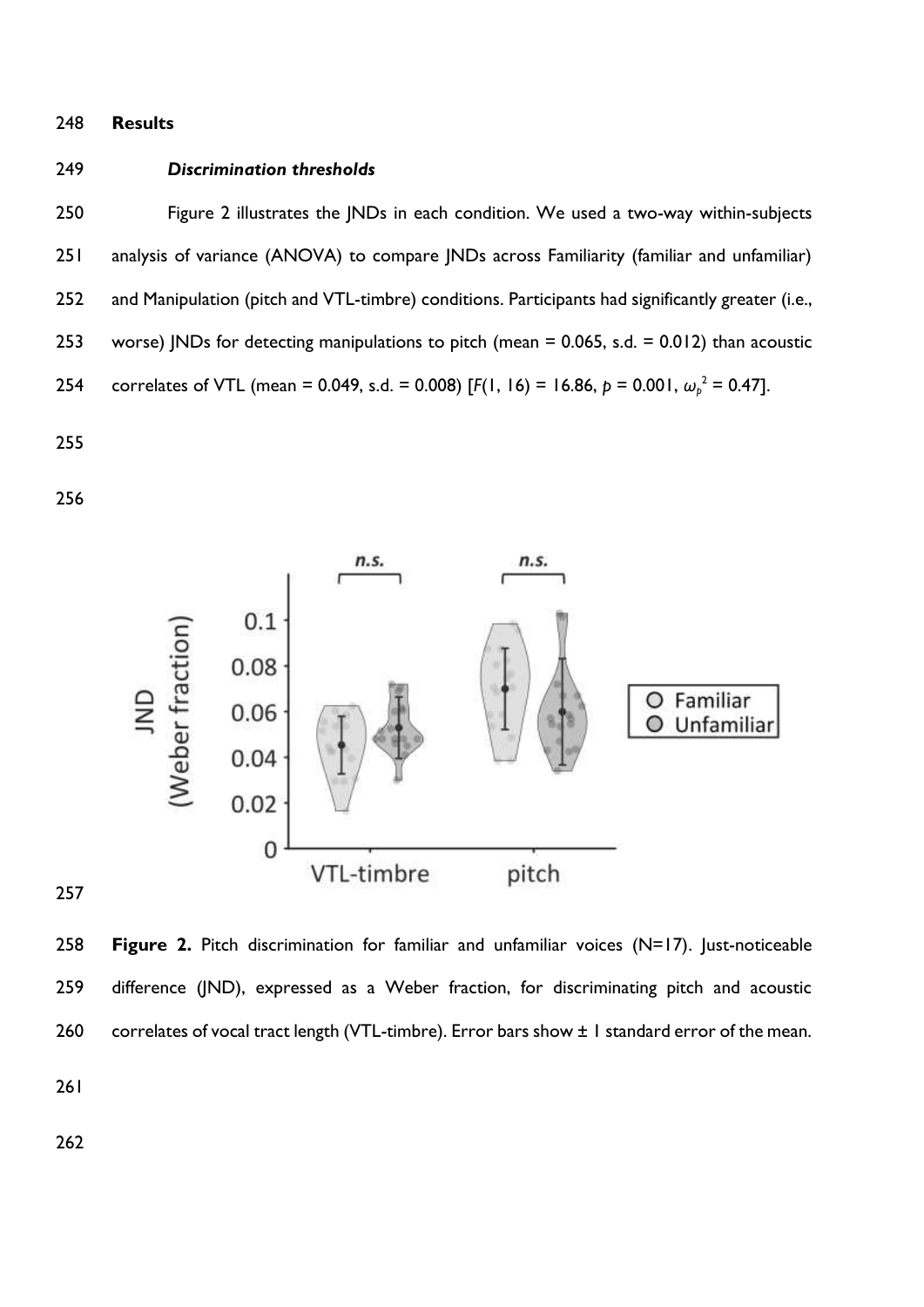## Results

### *Discrimination thresholds*

Figure 2 illustrates the JNDs in each condition. We used a two-way within-subjects analysis of variance (ANOVA) to compare JNDs across Familiarity (familiar and unfamiliar) and Manipulation (pitch and VTL-timbre) conditions. Participants had significantly greater (i.e., worse) JNDs for detecting manipulations to pitch (mean = 0.065, s.d. = 0.012) than acoustic correlates of VTL (mean = 0.049, s.d. = 0.008) [$F(1, 16) = 16.86$, $p = 0.001$, $\omega_p^2 = 0.47$].

**Figure 2.** Pitch discrimination for familiar and unfamiliar voices (N=17). Just-noticeable difference (JND), expressed as a Weber fraction, for discriminating pitch and acoustic correlates of vocal tract length (VTL-timbre). Error bars show ± 1 standard error of the mean.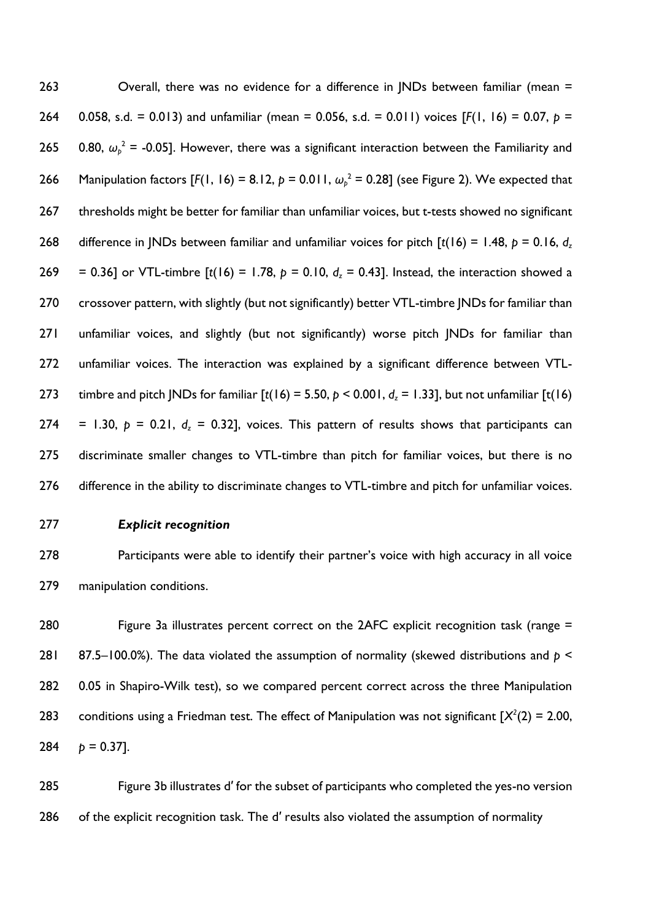Overall, there was no evidence for a difference in JNDs between familiar (mean = 0.058, s.d. = 0.013) and unfamiliar (mean = 0.056, s.d. = 0.011) voices [$F(1, 16) = 0.07$, $p = 0.80$, $\omega_p^2 = -0.05$]. However, there was a significant interaction between the Familiarity and Manipulation factors [$F(1, 16) = 8.12$, $p = 0.011$, $\omega_p^2 = 0.28$] (see Figure 2). We expected that thresholds might be better for familiar than unfamiliar voices, but t-tests showed no significant difference in JNDs between familiar and unfamiliar voices for pitch [$t(16) = 1.48$, $p = 0.16$, $d_z = 0.36$] or VTL-timbre [$t(16) = 1.78$, $p = 0.10$, $d_z = 0.43$]. Instead, the interaction showed a crossover pattern, with slightly (but not significantly) better VTL-timbre JNDs for familiar than unfamiliar voices, and slightly (but not significantly) worse pitch JNDs for familiar than unfamiliar voices. The interaction was explained by a significant difference between VTL-timbre and pitch JNDs for familiar [$t(16) = 5.50$, $p < 0.001$, $d_z = 1.33$], but not unfamiliar [$t(16) = 1.30$, $p = 0.21$, $d_z = 0.32$], voices. This pattern of results shows that participants can discriminate smaller changes to VTL-timbre than pitch for familiar voices, but there is no difference in the ability to discriminate changes to VTL-timbre and pitch for unfamiliar voices.

***Explicit recognition***

Participants were able to identify their partner's voice with high accuracy in all voice manipulation conditions.

Figure 3a illustrates percent correct on the 2AFC explicit recognition task (range = 87.5–100.0%). The data violated the assumption of normality (skewed distributions and $p < 0.05$ in Shapiro-Wilk test), so we compared percent correct across the three Manipulation conditions using a Friedman test. The effect of Manipulation was not significant [$X^2(2) = 2.00$, $p = 0.37$].

Figure 3b illustrates d′ for the subset of participants who completed the yes-no version of the explicit recognition task. The d′ results also violated the assumption of normality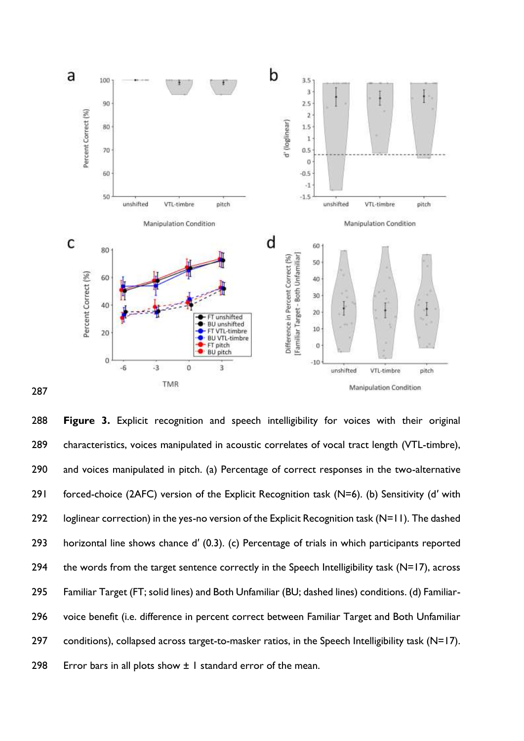**Figure 3.** Explicit recognition and speech intelligibility for voices with their original characteristics, voices manipulated in acoustic correlates of vocal tract length (VTL-timbre), and voices manipulated in pitch. (a) Percentage of correct responses in the two-alternative forced-choice (2AFC) version of the Explicit Recognition task (N=6). (b) Sensitivity (d′ with loglinear correction) in the yes-no version of the Explicit Recognition task (N=11). The dashed horizontal line shows chance d′ (0.3). (c) Percentage of trials in which participants reported the words from the target sentence correctly in the Speech Intelligibility task (N=17), across Familiar Target (FT; solid lines) and Both Unfamiliar (BU; dashed lines) conditions. (d) Familiar-voice benefit (i.e. difference in percent correct between Familiar Target and Both Unfamiliar conditions), collapsed across target-to-masker ratios, in the Speech Intelligibility task (N=17). Error bars in all plots show ± 1 standard error of the mean.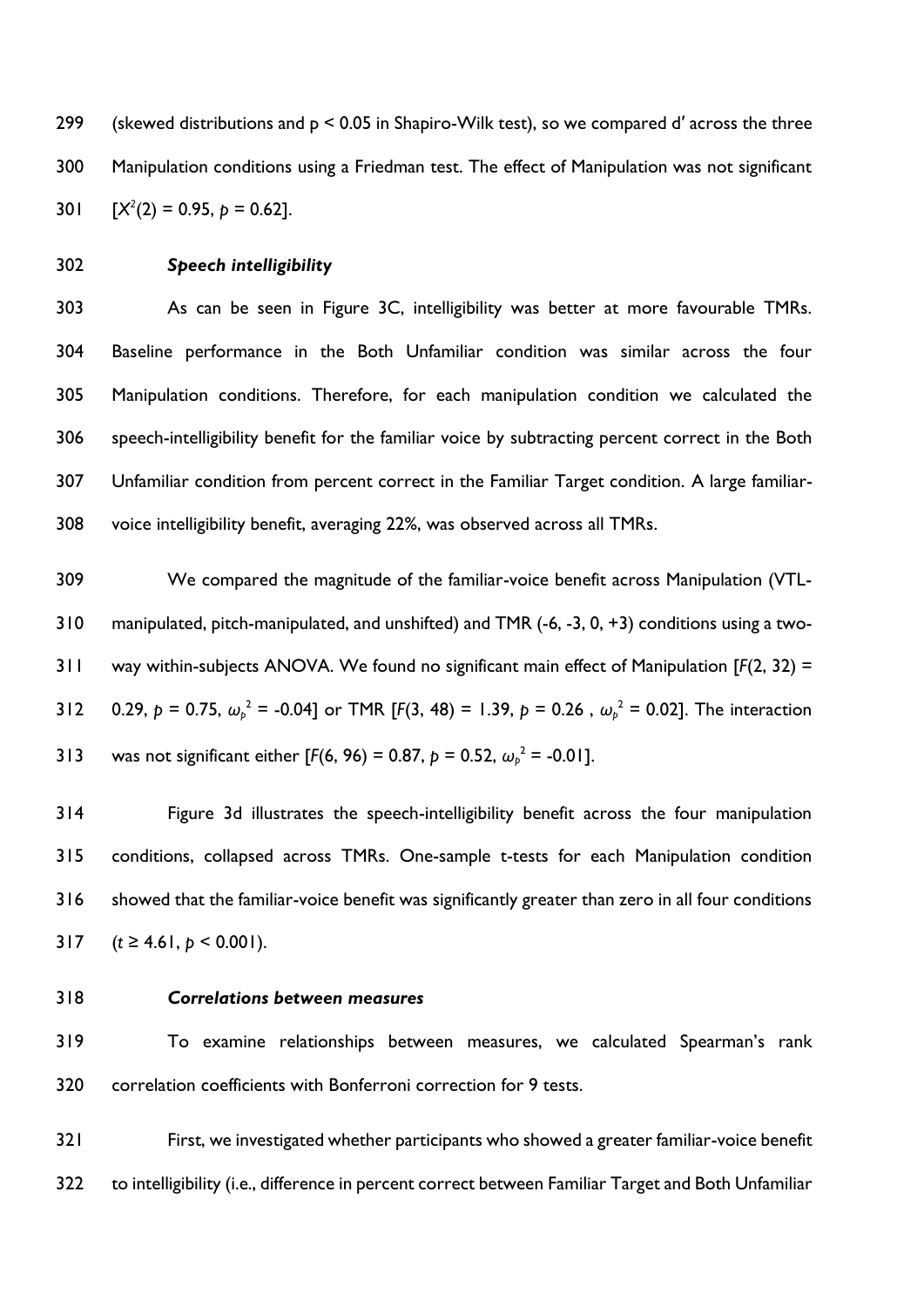(skewed distributions and $p < 0.05$ in Shapiro-Wilk test), so we compared d′ across the three Manipulation conditions using a Friedman test. The effect of Manipulation was not significant [$X^2(2) = 0.95$, $p = 0.62$].

### *Speech intelligibility*

As can be seen in Figure 3C, intelligibility was better at more favourable TMRs. Baseline performance in the Both Unfamiliar condition was similar across the four Manipulation conditions. Therefore, for each manipulation condition we calculated the speech-intelligibility benefit for the familiar voice by subtracting percent correct in the Both Unfamiliar condition from percent correct in the Familiar Target condition. A large familiar-voice intelligibility benefit, averaging 22%, was observed across all TMRs.

We compared the magnitude of the familiar-voice benefit across Manipulation (VTL-manipulated, pitch-manipulated, and unshifted) and TMR (-6, -3, 0, +3) conditions using a two-way within-subjects ANOVA. We found no significant main effect of Manipulation [$F(2, 32) = 0.29$, $p = 0.75$, $\omega_p^2 = -0.04$] or TMR [$F(3, 48) = 1.39$, $p = 0.26$ , $\omega_p^2 = 0.02$]. The interaction was not significant either [$F(6, 96) = 0.87$, $p = 0.52$, $\omega_p^2 = -0.01$].

Figure 3d illustrates the speech-intelligibility benefit across the four manipulation conditions, collapsed across TMRs. One-sample t-tests for each Manipulation condition showed that the familiar-voice benefit was significantly greater than zero in all four conditions ($t \geq 4.61$, $p < 0.001$).

### *Correlations between measures*

To examine relationships between measures, we calculated Spearman's rank correlation coefficients with Bonferroni correction for 9 tests.

First, we investigated whether participants who showed a greater familiar-voice benefit to intelligibility (i.e., difference in percent correct between Familiar Target and Both Unfamiliar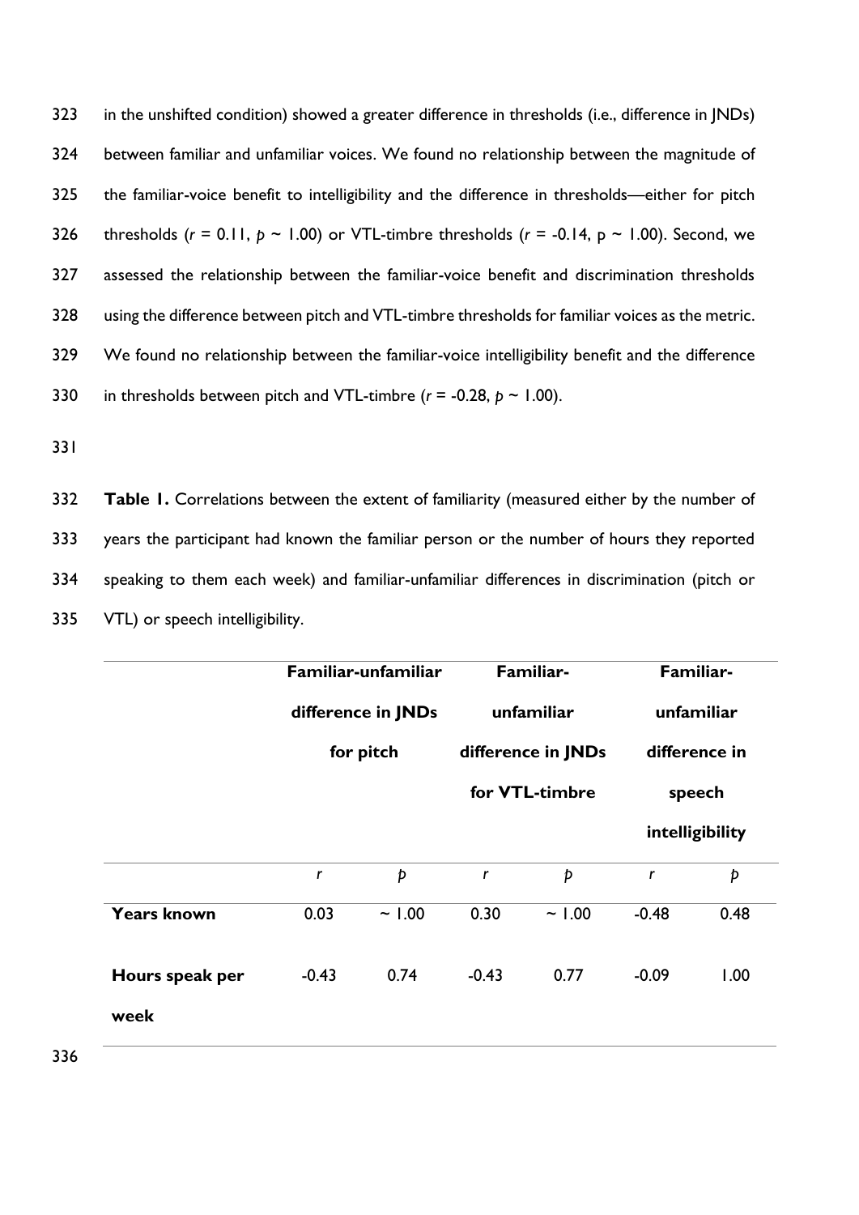in the unshifted condition) showed a greater difference in thresholds (i.e., difference in JNDs) between familiar and unfamiliar voices. We found no relationship between the magnitude of the familiar-voice benefit to intelligibility and the difference in thresholds—either for pitch thresholds ($r$ = 0.11, $p$ ~ 1.00) or VTL-timbre thresholds ($r$ = -0.14, p ~ 1.00). Second, we assessed the relationship between the familiar-voice benefit and discrimination thresholds using the difference between pitch and VTL-timbre thresholds for familiar voices as the metric. We found no relationship between the familiar-voice intelligibility benefit and the difference in thresholds between pitch and VTL-timbre ($r$ = -0.28, $p$ ~ 1.00).

**Table 1.** Correlations between the extent of familiarity (measured either by the number of years the participant had known the familiar person or the number of hours they reported speaking to them each week) and familiar-unfamiliar differences in discrimination (pitch or VTL) or speech intelligibility.

| | **Familiar-unfamiliar difference in JNDs for pitch** | | **Familiar-unfamiliar difference in JNDs for VTL-timbre** | | **Familiar-unfamiliar difference in speech intelligibility** | |
|---|---|---|---|---|---|---|
| | *r* | *p* | *r* | *p* | *r* | *p* |
| **Years known** | 0.03 | ~ 1.00 | 0.30 | ~ 1.00 | -0.48 | 0.48 |
| **Hours speak per week** | -0.43 | 0.74 | -0.43 | 0.77 | -0.09 | 1.00 |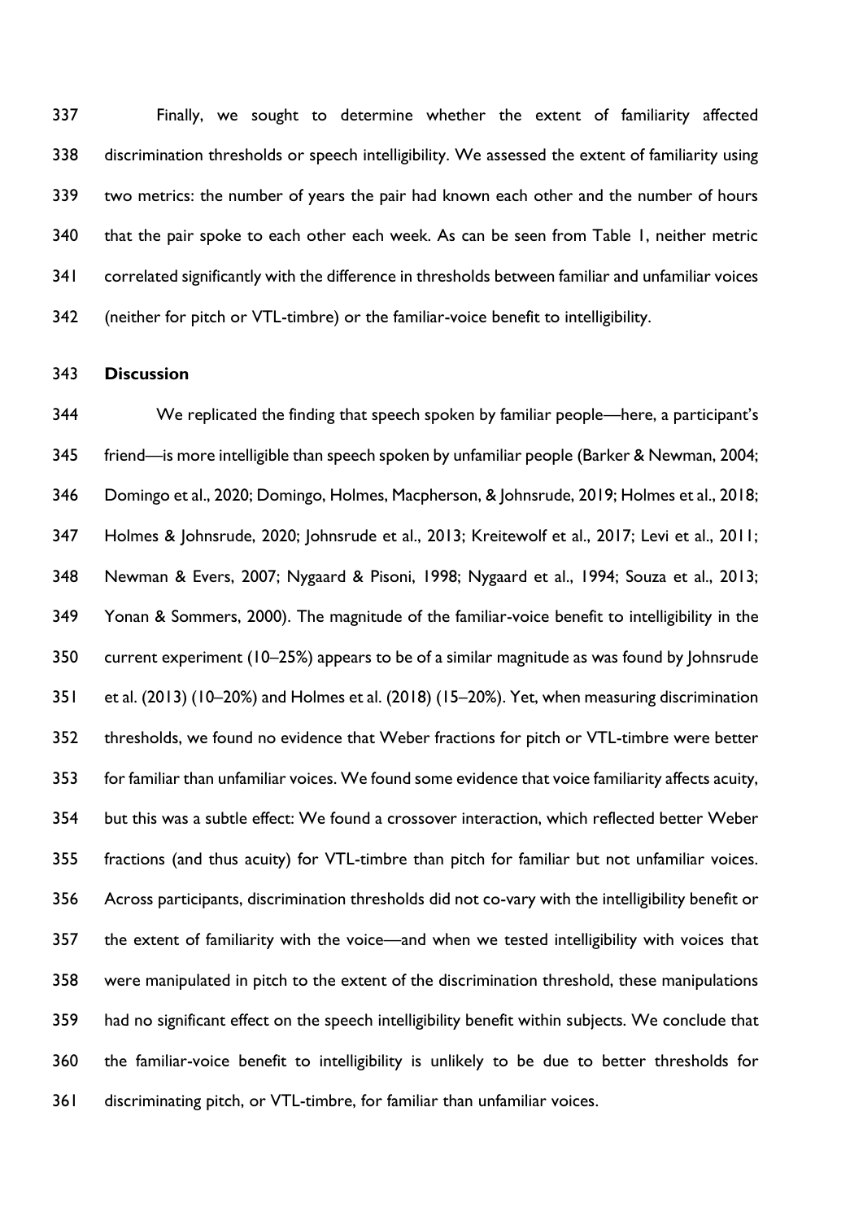Finally, we sought to determine whether the extent of familiarity affected discrimination thresholds or speech intelligibility. We assessed the extent of familiarity using two metrics: the number of years the pair had known each other and the number of hours that the pair spoke to each other each week. As can be seen from Table 1, neither metric correlated significantly with the difference in thresholds between familiar and unfamiliar voices (neither for pitch or VTL-timbre) or the familiar-voice benefit to intelligibility.

**Discussion**

We replicated the finding that speech spoken by familiar people—here, a participant's friend—is more intelligible than speech spoken by unfamiliar people (Barker & Newman, 2004; Domingo et al., 2020; Domingo, Holmes, Macpherson, & Johnsrude, 2019; Holmes et al., 2018; Holmes & Johnsrude, 2020; Johnsrude et al., 2013; Kreitewolf et al., 2017; Levi et al., 2011; Newman & Evers, 2007; Nygaard & Pisoni, 1998; Nygaard et al., 1994; Souza et al., 2013; Yonan & Sommers, 2000). The magnitude of the familiar-voice benefit to intelligibility in the current experiment (10–25%) appears to be of a similar magnitude as was found by Johnsrude et al. (2013) (10–20%) and Holmes et al. (2018) (15–20%). Yet, when measuring discrimination thresholds, we found no evidence that Weber fractions for pitch or VTL-timbre were better for familiar than unfamiliar voices. We found some evidence that voice familiarity affects acuity, but this was a subtle effect: We found a crossover interaction, which reflected better Weber fractions (and thus acuity) for VTL-timbre than pitch for familiar but not unfamiliar voices. Across participants, discrimination thresholds did not co-vary with the intelligibility benefit or the extent of familiarity with the voice—and when we tested intelligibility with voices that were manipulated in pitch to the extent of the discrimination threshold, these manipulations had no significant effect on the speech intelligibility benefit within subjects. We conclude that the familiar-voice benefit to intelligibility is unlikely to be due to better thresholds for discriminating pitch, or VTL-timbre, for familiar than unfamiliar voices.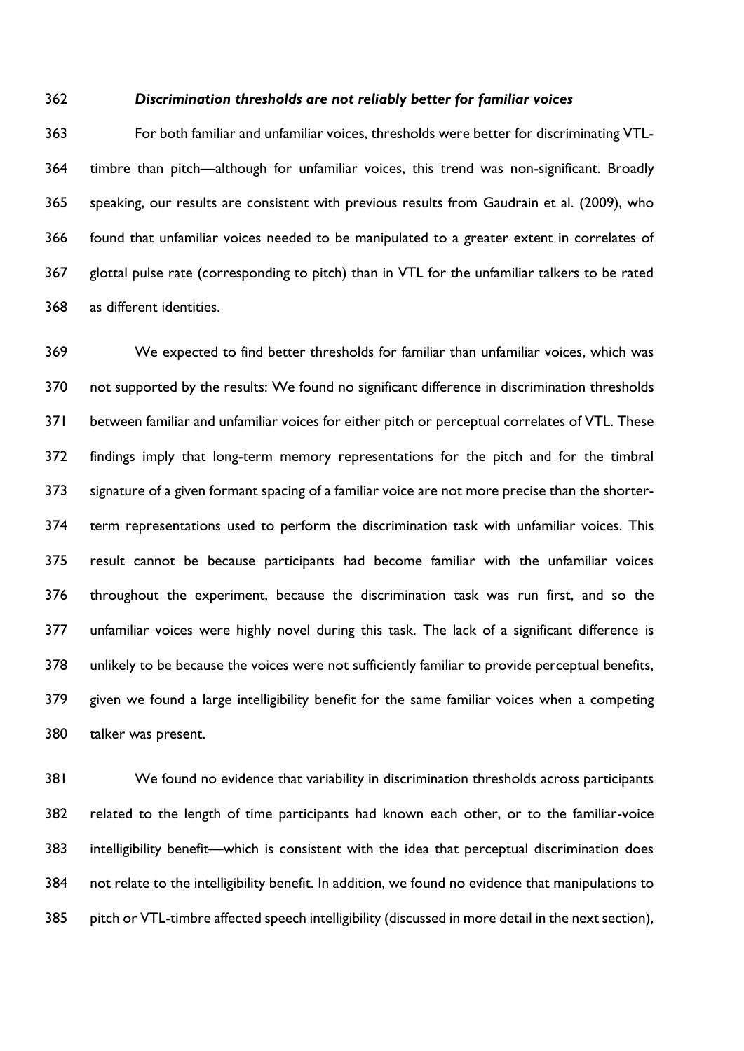### *Discrimination thresholds are not reliably better for familiar voices*

For both familiar and unfamiliar voices, thresholds were better for discriminating VTL-timbre than pitch—although for unfamiliar voices, this trend was non-significant. Broadly speaking, our results are consistent with previous results from Gaudrain et al. (2009), who found that unfamiliar voices needed to be manipulated to a greater extent in correlates of glottal pulse rate (corresponding to pitch) than in VTL for the unfamiliar talkers to be rated as different identities.

We expected to find better thresholds for familiar than unfamiliar voices, which was not supported by the results: We found no significant difference in discrimination thresholds between familiar and unfamiliar voices for either pitch or perceptual correlates of VTL. These findings imply that long-term memory representations for the pitch and for the timbral signature of a given formant spacing of a familiar voice are not more precise than the shorter-term representations used to perform the discrimination task with unfamiliar voices. This result cannot be because participants had become familiar with the unfamiliar voices throughout the experiment, because the discrimination task was run first, and so the unfamiliar voices were highly novel during this task. The lack of a significant difference is unlikely to be because the voices were not sufficiently familiar to provide perceptual benefits, given we found a large intelligibility benefit for the same familiar voices when a competing talker was present.

We found no evidence that variability in discrimination thresholds across participants related to the length of time participants had known each other, or to the familiar-voice intelligibility benefit—which is consistent with the idea that perceptual discrimination does not relate to the intelligibility benefit. In addition, we found no evidence that manipulations to pitch or VTL-timbre affected speech intelligibility (discussed in more detail in the next section),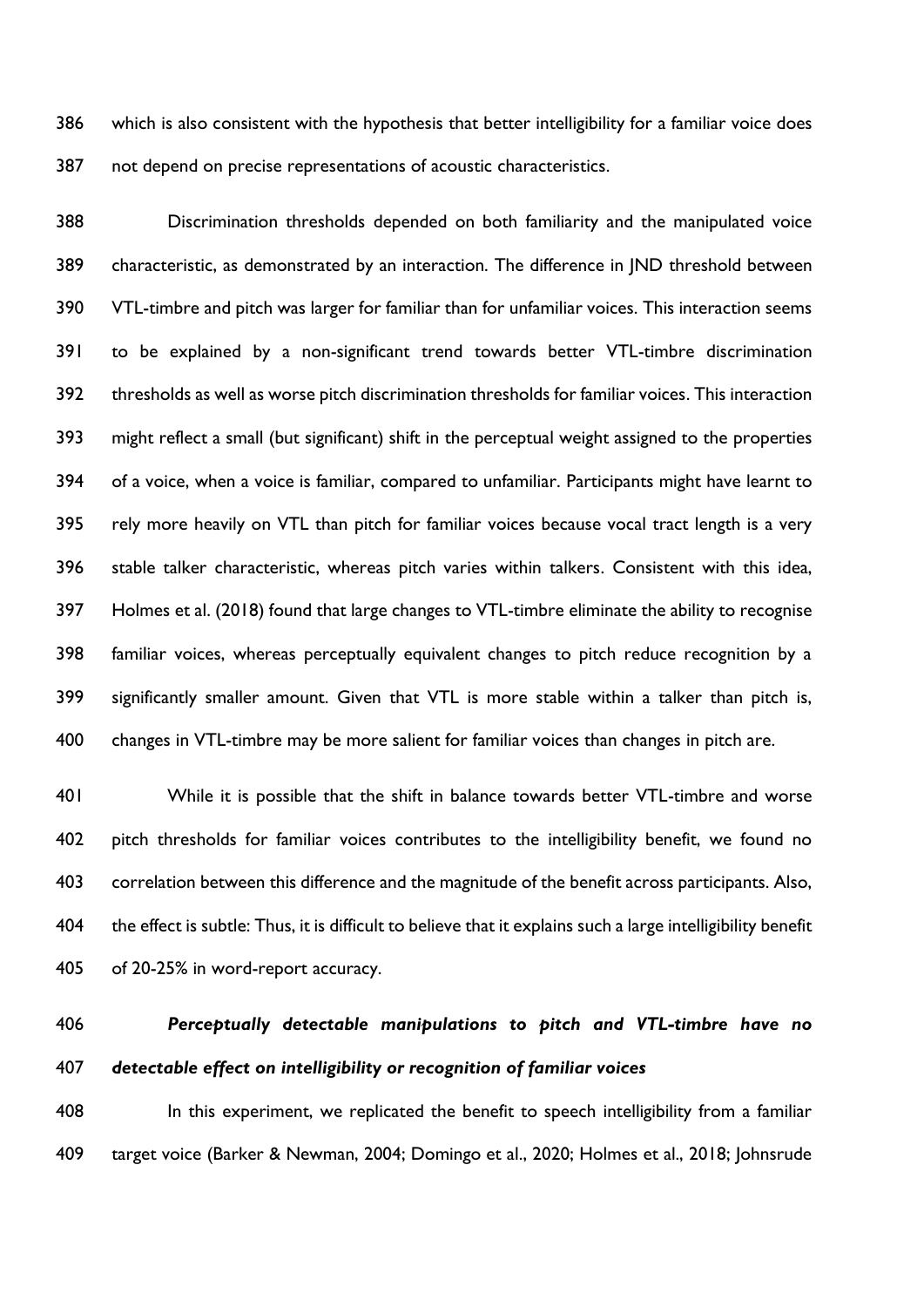which is also consistent with the hypothesis that better intelligibility for a familiar voice does not depend on precise representations of acoustic characteristics.

Discrimination thresholds depended on both familiarity and the manipulated voice characteristic, as demonstrated by an interaction. The difference in JND threshold between VTL-timbre and pitch was larger for familiar than for unfamiliar voices. This interaction seems to be explained by a non-significant trend towards better VTL-timbre discrimination thresholds as well as worse pitch discrimination thresholds for familiar voices. This interaction might reflect a small (but significant) shift in the perceptual weight assigned to the properties of a voice, when a voice is familiar, compared to unfamiliar. Participants might have learnt to rely more heavily on VTL than pitch for familiar voices because vocal tract length is a very stable talker characteristic, whereas pitch varies within talkers. Consistent with this idea, Holmes et al. (2018) found that large changes to VTL-timbre eliminate the ability to recognise familiar voices, whereas perceptually equivalent changes to pitch reduce recognition by a significantly smaller amount. Given that VTL is more stable within a talker than pitch is, changes in VTL-timbre may be more salient for familiar voices than changes in pitch are.

While it is possible that the shift in balance towards better VTL-timbre and worse pitch thresholds for familiar voices contributes to the intelligibility benefit, we found no correlation between this difference and the magnitude of the benefit across participants. Also, the effect is subtle: Thus, it is difficult to believe that it explains such a large intelligibility benefit of 20-25% in word-report accuracy.

### *Perceptually detectable manipulations to pitch and VTL-timbre have no detectable effect on intelligibility or recognition of familiar voices*

In this experiment, we replicated the benefit to speech intelligibility from a familiar target voice (Barker & Newman, 2004; Domingo et al., 2020; Holmes et al., 2018; Johnsrude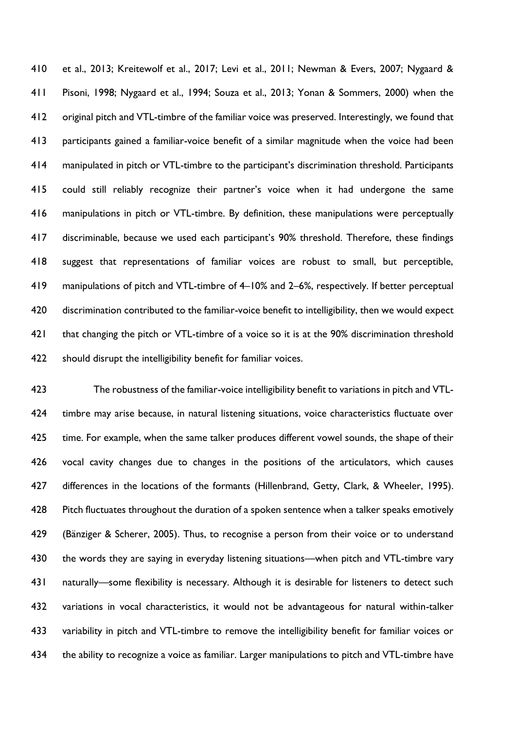et al., 2013; Kreitewolf et al., 2017; Levi et al., 2011; Newman & Evers, 2007; Nygaard & Pisoni, 1998; Nygaard et al., 1994; Souza et al., 2013; Yonan & Sommers, 2000) when the original pitch and VTL-timbre of the familiar voice was preserved. Interestingly, we found that participants gained a familiar-voice benefit of a similar magnitude when the voice had been manipulated in pitch or VTL-timbre to the participant's discrimination threshold. Participants could still reliably recognize their partner's voice when it had undergone the same manipulations in pitch or VTL-timbre. By definition, these manipulations were perceptually discriminable, because we used each participant's 90% threshold. Therefore, these findings suggest that representations of familiar voices are robust to small, but perceptible, manipulations of pitch and VTL-timbre of 4–10% and 2–6%, respectively. If better perceptual discrimination contributed to the familiar-voice benefit to intelligibility, then we would expect that changing the pitch or VTL-timbre of a voice so it is at the 90% discrimination threshold should disrupt the intelligibility benefit for familiar voices.

The robustness of the familiar-voice intelligibility benefit to variations in pitch and VTL-timbre may arise because, in natural listening situations, voice characteristics fluctuate over time. For example, when the same talker produces different vowel sounds, the shape of their vocal cavity changes due to changes in the positions of the articulators, which causes differences in the locations of the formants (Hillenbrand, Getty, Clark, & Wheeler, 1995). Pitch fluctuates throughout the duration of a spoken sentence when a talker speaks emotively (Bänziger & Scherer, 2005). Thus, to recognise a person from their voice or to understand the words they are saying in everyday listening situations—when pitch and VTL-timbre vary naturally—some flexibility is necessary. Although it is desirable for listeners to detect such variations in vocal characteristics, it would not be advantageous for natural within-talker variability in pitch and VTL-timbre to remove the intelligibility benefit for familiar voices or the ability to recognize a voice as familiar. Larger manipulations to pitch and VTL-timbre have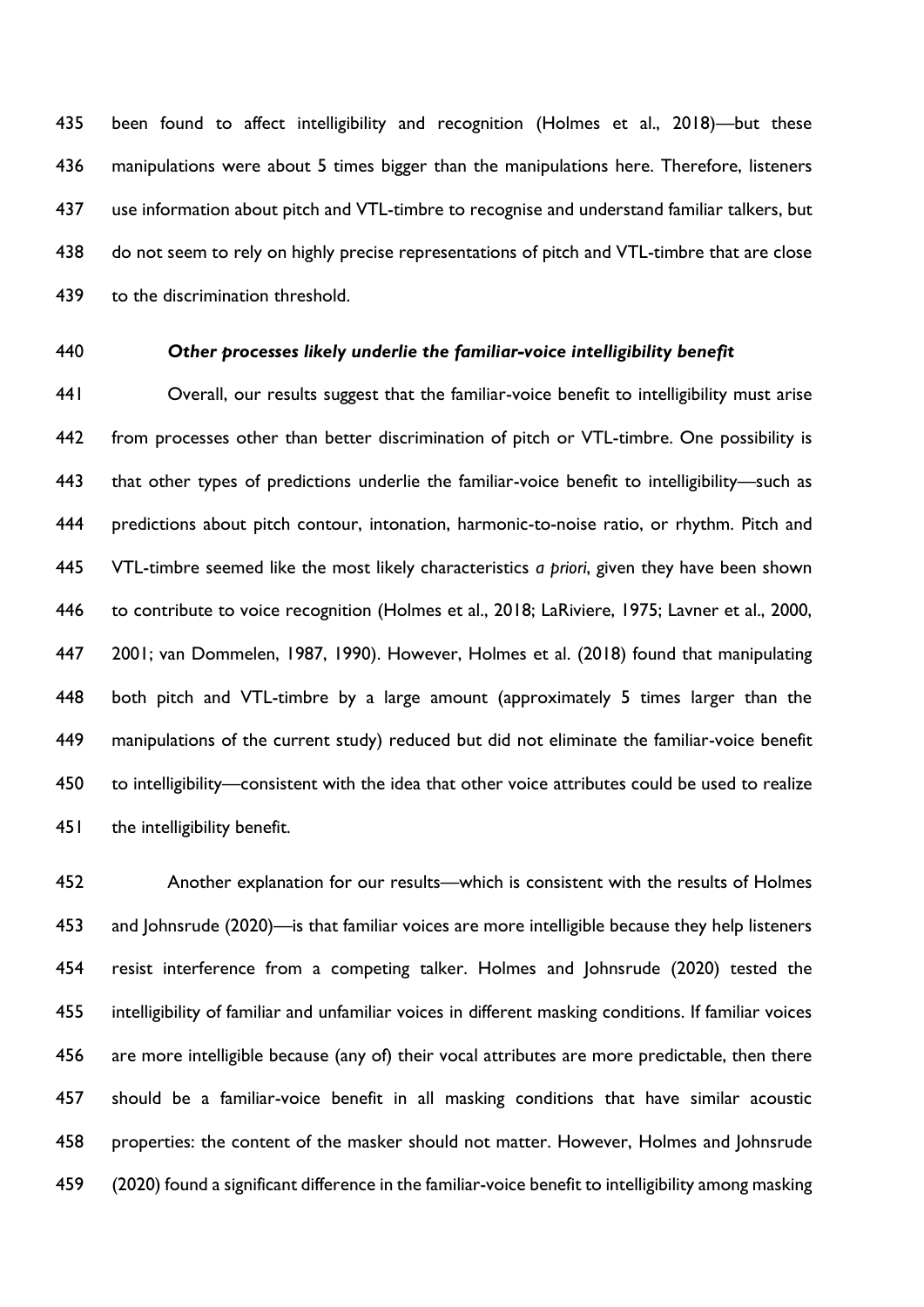been found to affect intelligibility and recognition (Holmes et al., 2018)—but these manipulations were about 5 times bigger than the manipulations here. Therefore, listeners use information about pitch and VTL-timbre to recognise and understand familiar talkers, but do not seem to rely on highly precise representations of pitch and VTL-timbre that are close to the discrimination threshold.

### *Other processes likely underlie the familiar-voice intelligibility benefit*

Overall, our results suggest that the familiar-voice benefit to intelligibility must arise from processes other than better discrimination of pitch or VTL-timbre. One possibility is that other types of predictions underlie the familiar-voice benefit to intelligibility—such as predictions about pitch contour, intonation, harmonic-to-noise ratio, or rhythm. Pitch and VTL-timbre seemed like the most likely characteristics *a priori*, given they have been shown to contribute to voice recognition (Holmes et al., 2018; LaRiviere, 1975; Lavner et al., 2000, 2001; van Dommelen, 1987, 1990). However, Holmes et al. (2018) found that manipulating both pitch and VTL-timbre by a large amount (approximately 5 times larger than the manipulations of the current study) reduced but did not eliminate the familiar-voice benefit to intelligibility—consistent with the idea that other voice attributes could be used to realize the intelligibility benefit.

Another explanation for our results—which is consistent with the results of Holmes and Johnsrude (2020)—is that familiar voices are more intelligible because they help listeners resist interference from a competing talker. Holmes and Johnsrude (2020) tested the intelligibility of familiar and unfamiliar voices in different masking conditions. If familiar voices are more intelligible because (any of) their vocal attributes are more predictable, then there should be a familiar-voice benefit in all masking conditions that have similar acoustic properties: the content of the masker should not matter. However, Holmes and Johnsrude (2020) found a significant difference in the familiar-voice benefit to intelligibility among masking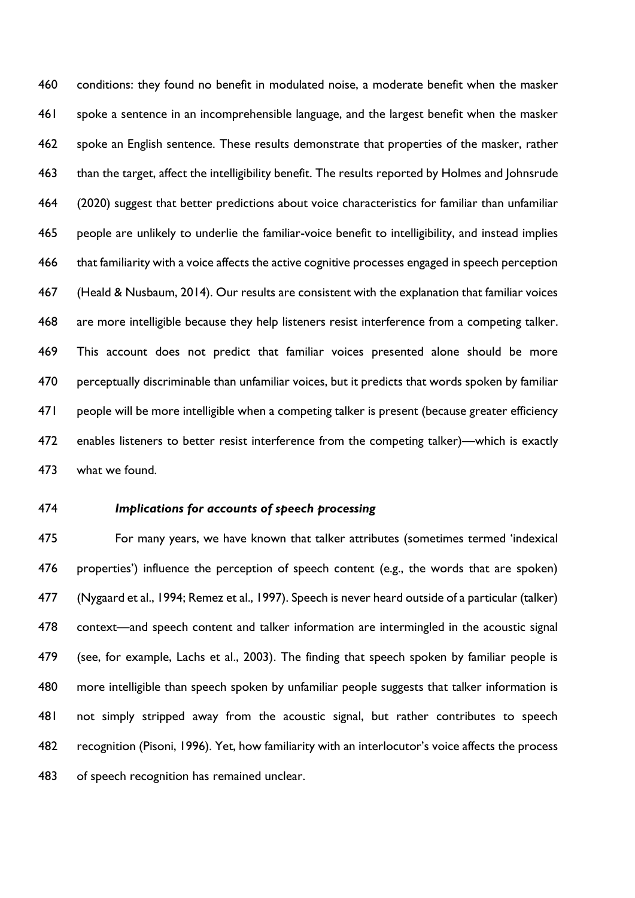conditions: they found no benefit in modulated noise, a moderate benefit when the masker spoke a sentence in an incomprehensible language, and the largest benefit when the masker spoke an English sentence. These results demonstrate that properties of the masker, rather than the target, affect the intelligibility benefit. The results reported by Holmes and Johnsrude (2020) suggest that better predictions about voice characteristics for familiar than unfamiliar people are unlikely to underlie the familiar-voice benefit to intelligibility, and instead implies that familiarity with a voice affects the active cognitive processes engaged in speech perception (Heald & Nusbaum, 2014). Our results are consistent with the explanation that familiar voices are more intelligible because they help listeners resist interference from a competing talker. This account does not predict that familiar voices presented alone should be more perceptually discriminable than unfamiliar voices, but it predicts that words spoken by familiar people will be more intelligible when a competing talker is present (because greater efficiency enables listeners to better resist interference from the competing talker)—which is exactly what we found.

### *Implications for accounts of speech processing*

For many years, we have known that talker attributes (sometimes termed 'indexical properties') influence the perception of speech content (e.g., the words that are spoken) (Nygaard et al., 1994; Remez et al., 1997). Speech is never heard outside of a particular (talker) context—and speech content and talker information are intermingled in the acoustic signal (see, for example, Lachs et al., 2003). The finding that speech spoken by familiar people is more intelligible than speech spoken by unfamiliar people suggests that talker information is not simply stripped away from the acoustic signal, but rather contributes to speech recognition (Pisoni, 1996). Yet, how familiarity with an interlocutor's voice affects the process of speech recognition has remained unclear.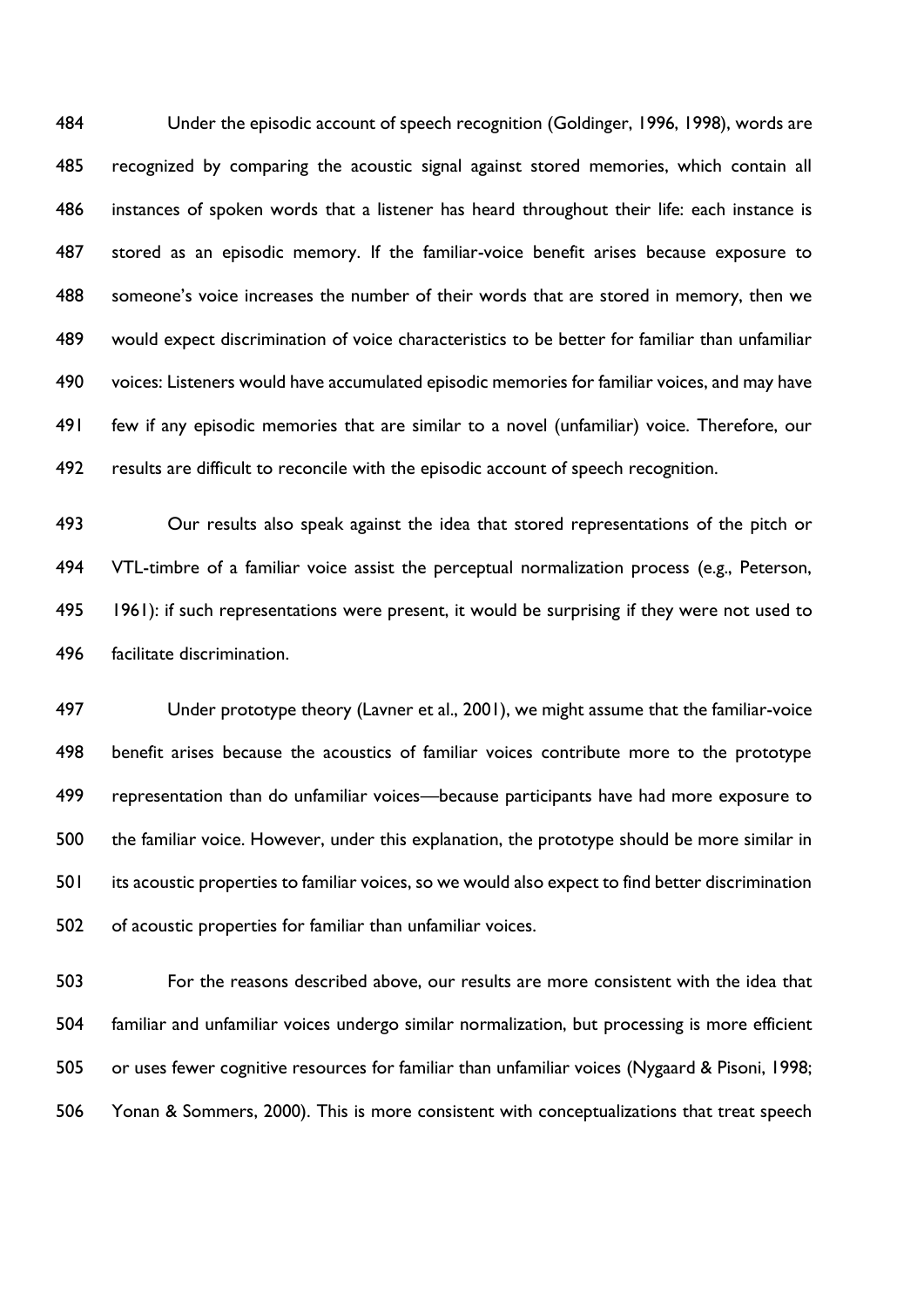Under the episodic account of speech recognition (Goldinger, 1996, 1998), words are recognized by comparing the acoustic signal against stored memories, which contain all instances of spoken words that a listener has heard throughout their life: each instance is stored as an episodic memory. If the familiar-voice benefit arises because exposure to someone's voice increases the number of their words that are stored in memory, then we would expect discrimination of voice characteristics to be better for familiar than unfamiliar voices: Listeners would have accumulated episodic memories for familiar voices, and may have few if any episodic memories that are similar to a novel (unfamiliar) voice. Therefore, our results are difficult to reconcile with the episodic account of speech recognition.

Our results also speak against the idea that stored representations of the pitch or VTL-timbre of a familiar voice assist the perceptual normalization process (e.g., Peterson, 1961): if such representations were present, it would be surprising if they were not used to facilitate discrimination.

Under prototype theory (Lavner et al., 2001), we might assume that the familiar-voice benefit arises because the acoustics of familiar voices contribute more to the prototype representation than do unfamiliar voices—because participants have had more exposure to the familiar voice. However, under this explanation, the prototype should be more similar in its acoustic properties to familiar voices, so we would also expect to find better discrimination of acoustic properties for familiar than unfamiliar voices.

For the reasons described above, our results are more consistent with the idea that familiar and unfamiliar voices undergo similar normalization, but processing is more efficient or uses fewer cognitive resources for familiar than unfamiliar voices (Nygaard & Pisoni, 1998; Yonan & Sommers, 2000). This is more consistent with conceptualizations that treat speech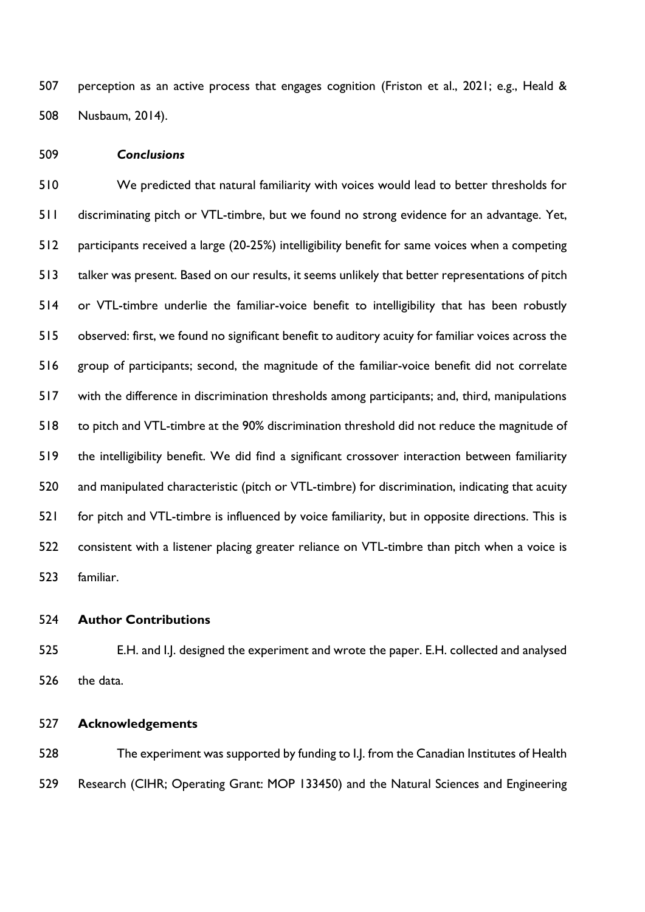perception as an active process that engages cognition (Friston et al., 2021; e.g., Heald & Nusbaum, 2014).

### *Conclusions*

We predicted that natural familiarity with voices would lead to better thresholds for discriminating pitch or VTL-timbre, but we found no strong evidence for an advantage. Yet, participants received a large (20-25%) intelligibility benefit for same voices when a competing talker was present. Based on our results, it seems unlikely that better representations of pitch or VTL-timbre underlie the familiar-voice benefit to intelligibility that has been robustly observed: first, we found no significant benefit to auditory acuity for familiar voices across the group of participants; second, the magnitude of the familiar-voice benefit did not correlate with the difference in discrimination thresholds among participants; and, third, manipulations to pitch and VTL-timbre at the 90% discrimination threshold did not reduce the magnitude of the intelligibility benefit. We did find a significant crossover interaction between familiarity and manipulated characteristic (pitch or VTL-timbre) for discrimination, indicating that acuity for pitch and VTL-timbre is influenced by voice familiarity, but in opposite directions. This is consistent with a listener placing greater reliance on VTL-timbre than pitch when a voice is familiar.

## Author Contributions

E.H. and I.J. designed the experiment and wrote the paper. E.H. collected and analysed the data.

## Acknowledgements

The experiment was supported by funding to I.J. from the Canadian Institutes of Health Research (CIHR; Operating Grant: MOP 133450) and the Natural Sciences and Engineering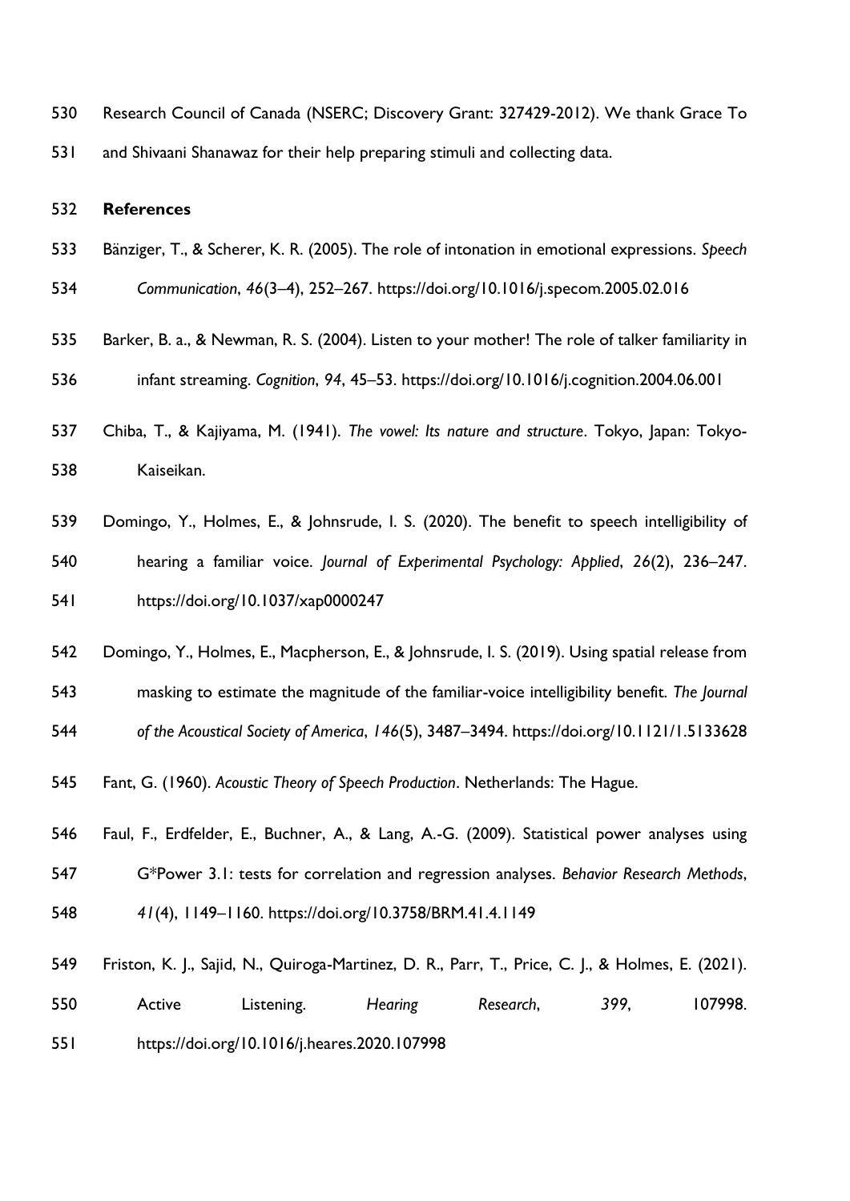Research Council of Canada (NSERC; Discovery Grant: 327429-2012). We thank Grace To and Shivaani Shanawaz for their help preparing stimuli and collecting data.

## References

Bänziger, T., & Scherer, K. R. (2005). The role of intonation in emotional expressions. *Speech Communication*, *46*(3–4), 252–267. https://doi.org/10.1016/j.specom.2005.02.016

Barker, B. a., & Newman, R. S. (2004). Listen to your mother! The role of talker familiarity in infant streaming. *Cognition*, *94*, 45–53. https://doi.org/10.1016/j.cognition.2004.06.001

Chiba, T., & Kajiyama, M. (1941). *The vowel: Its nature and structure*. Tokyo, Japan: Tokyo-Kaiseikan.

Domingo, Y., Holmes, E., & Johnsrude, I. S. (2020). The benefit to speech intelligibility of hearing a familiar voice. *Journal of Experimental Psychology: Applied*, *26*(2), 236–247. https://doi.org/10.1037/xap0000247

Domingo, Y., Holmes, E., Macpherson, E., & Johnsrude, I. S. (2019). Using spatial release from masking to estimate the magnitude of the familiar-voice intelligibility benefit. *The Journal of the Acoustical Society of America*, *146*(5), 3487–3494. https://doi.org/10.1121/1.5133628

Fant, G. (1960). *Acoustic Theory of Speech Production*. Netherlands: The Hague.

Faul, F., Erdfelder, E., Buchner, A., & Lang, A.-G. (2009). Statistical power analyses using G*Power 3.1: tests for correlation and regression analyses. *Behavior Research Methods*, *41*(4), 1149–1160. https://doi.org/10.3758/BRM.41.4.1149

Friston, K. J., Sajid, N., Quiroga-Martinez, D. R., Parr, T., Price, C. J., & Holmes, E. (2021). Active Listening. *Hearing Research*, *399*, 107998. https://doi.org/10.1016/j.heares.2020.107998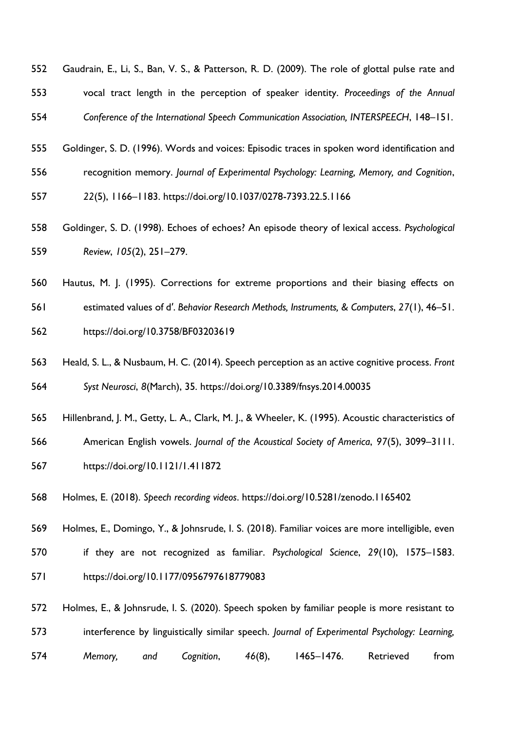Gaudrain, E., Li, S., Ban, V. S., & Patterson, R. D. (2009). The role of glottal pulse rate and vocal tract length in the perception of speaker identity. *Proceedings of the Annual Conference of the International Speech Communication Association, INTERSPEECH*, 148–151.

Goldinger, S. D. (1996). Words and voices: Episodic traces in spoken word identification and recognition memory. *Journal of Experimental Psychology: Learning, Memory, and Cognition*, *22*(5), 1166–1183. https://doi.org/10.1037/0278-7393.22.5.1166

Goldinger, S. D. (1998). Echoes of echoes? An episode theory of lexical access. *Psychological Review*, *105*(2), 251–279.

Hautus, M. J. (1995). Corrections for extreme proportions and their biasing effects on estimated values of d′. *Behavior Research Methods, Instruments, & Computers*, *27*(1), 46–51. https://doi.org/10.3758/BF03203619

Heald, S. L., & Nusbaum, H. C. (2014). Speech perception as an active cognitive process. *Front Syst Neurosci*, *8*(March), 35. https://doi.org/10.3389/fnsys.2014.00035

Hillenbrand, J. M., Getty, L. A., Clark, M. J., & Wheeler, K. (1995). Acoustic characteristics of American English vowels. *Journal of the Acoustical Society of America*, *97*(5), 3099–3111. https://doi.org/10.1121/1.411872

Holmes, E. (2018). *Speech recording videos*. https://doi.org/10.5281/zenodo.1165402

Holmes, E., Domingo, Y., & Johnsrude, I. S. (2018). Familiar voices are more intelligible, even if they are not recognized as familiar. *Psychological Science*, *29*(10), 1575–1583. https://doi.org/10.1177/0956797618779083

Holmes, E., & Johnsrude, I. S. (2020). Speech spoken by familiar people is more resistant to interference by linguistically similar speech. *Journal of Experimental Psychology: Learning, Memory, and Cognition*, *46*(8), 1465–1476. Retrieved from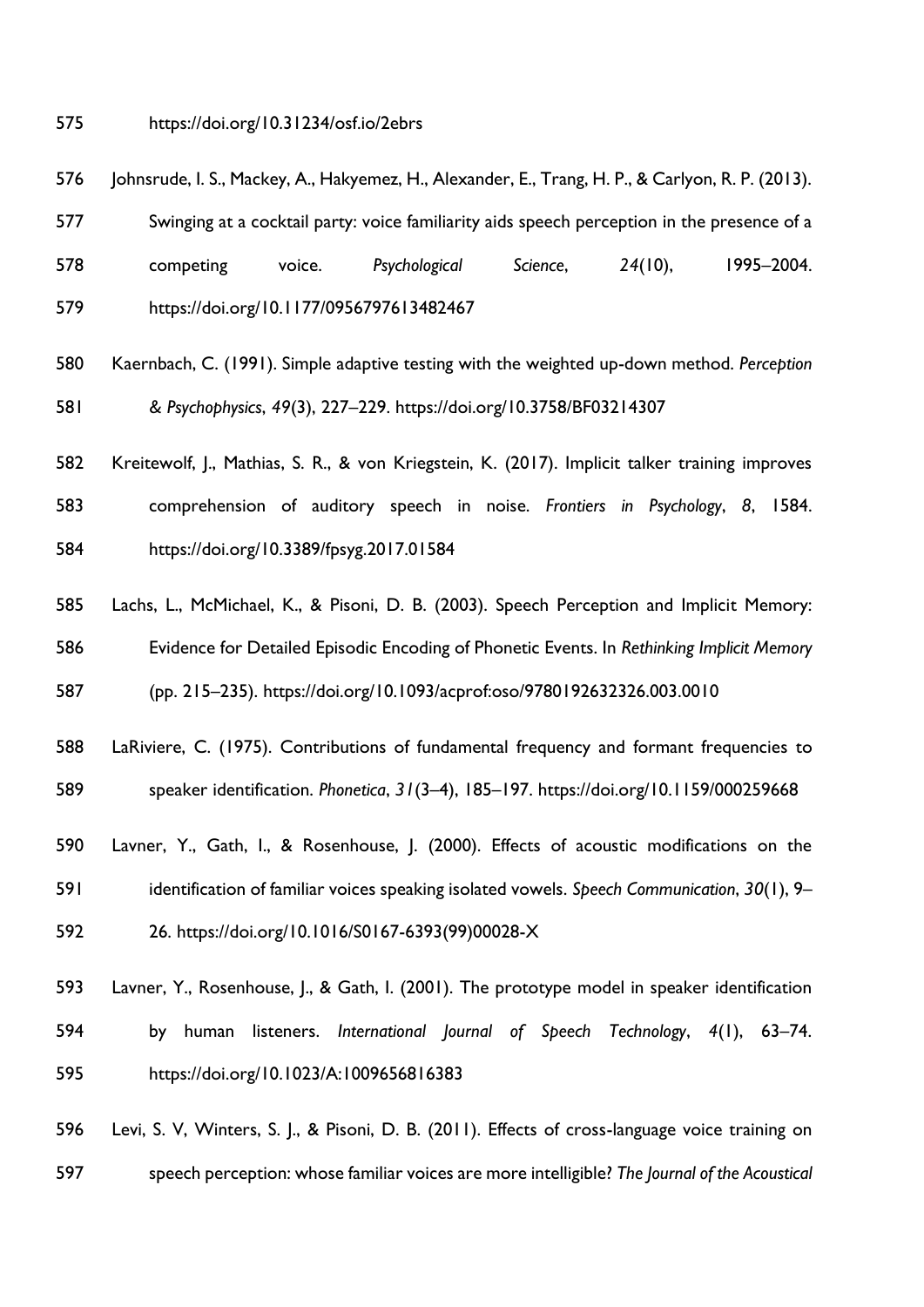https://doi.org/10.31234/osf.io/2ebrs

Johnsrude, I. S., Mackey, A., Hakyemez, H., Alexander, E., Trang, H. P., & Carlyon, R. P. (2013). Swinging at a cocktail party: voice familiarity aids speech perception in the presence of a competing voice. *Psychological Science*, *24*(10), 1995–2004. https://doi.org/10.1177/0956797613482467

Kaernbach, C. (1991). Simple adaptive testing with the weighted up-down method. *Perception & Psychophysics*, *49*(3), 227–229. https://doi.org/10.3758/BF03214307

Kreitewolf, J., Mathias, S. R., & von Kriegstein, K. (2017). Implicit talker training improves comprehension of auditory speech in noise. *Frontiers in Psychology*, *8*, 1584. https://doi.org/10.3389/fpsyg.2017.01584

Lachs, L., McMichael, K., & Pisoni, D. B. (2003). Speech Perception and Implicit Memory: Evidence for Detailed Episodic Encoding of Phonetic Events. In *Rethinking Implicit Memory* (pp. 215–235). https://doi.org/10.1093/acprof:oso/9780192632326.003.0010

LaRiviere, C. (1975). Contributions of fundamental frequency and formant frequencies to speaker identification. *Phonetica*, *31*(3–4), 185–197. https://doi.org/10.1159/000259668

Lavner, Y., Gath, I., & Rosenhouse, J. (2000). Effects of acoustic modifications on the identification of familiar voices speaking isolated vowels. *Speech Communication*, *30*(1), 9–26. https://doi.org/10.1016/S0167-6393(99)00028-X

Lavner, Y., Rosenhouse, J., & Gath, I. (2001). The prototype model in speaker identification by human listeners. *International Journal of Speech Technology*, *4*(1), 63–74. https://doi.org/10.1023/A:1009656816383

Levi, S. V, Winters, S. J., & Pisoni, D. B. (2011). Effects of cross-language voice training on speech perception: whose familiar voices are more intelligible? *The Journal of the Acoustical*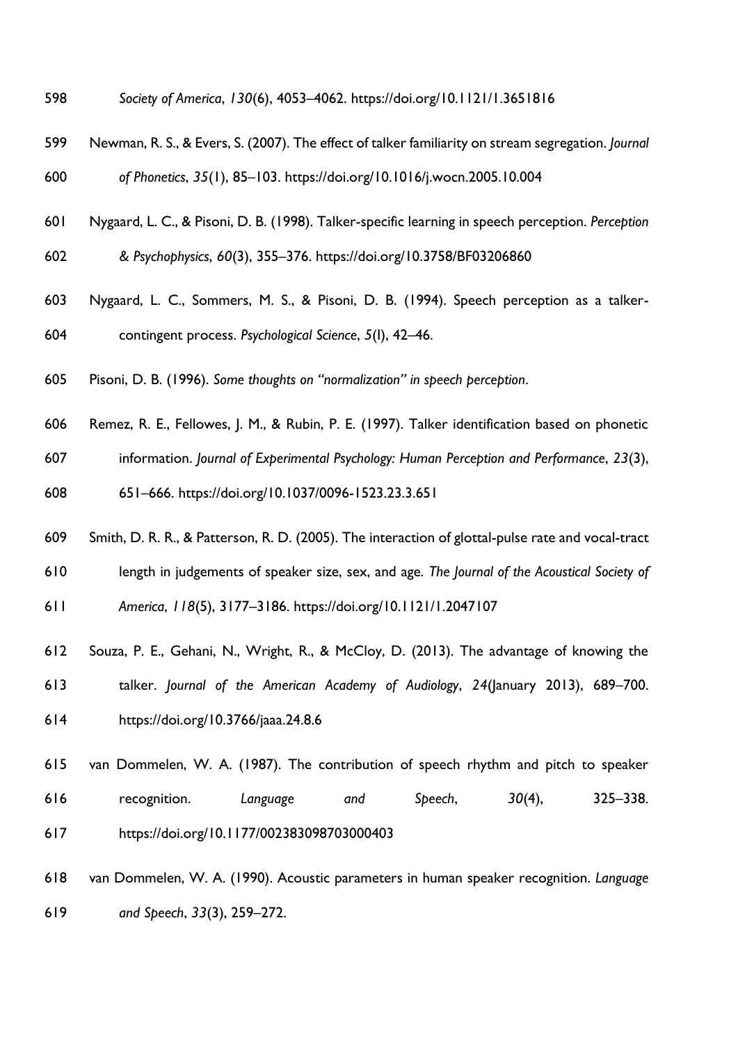*Society of America*, *130*(6), 4053–4062. https://doi.org/10.1121/1.3651816

Newman, R. S., & Evers, S. (2007). The effect of talker familiarity on stream segregation. *Journal of Phonetics*, *35*(1), 85–103. https://doi.org/10.1016/j.wocn.2005.10.004

Nygaard, L. C., & Pisoni, D. B. (1998). Talker-specific learning in speech perception. *Perception & Psychophysics*, *60*(3), 355–376. https://doi.org/10.3758/BF03206860

Nygaard, L. C., Sommers, M. S., & Pisoni, D. B. (1994). Speech perception as a talker-contingent process. *Psychological Science*, *5*(l), 42–46.

Pisoni, D. B. (1996). *Some thoughts on "normalization" in speech perception*.

Remez, R. E., Fellowes, J. M., & Rubin, P. E. (1997). Talker identification based on phonetic information. *Journal of Experimental Psychology: Human Perception and Performance*, *23*(3), 651–666. https://doi.org/10.1037/0096-1523.23.3.651

Smith, D. R. R., & Patterson, R. D. (2005). The interaction of glottal-pulse rate and vocal-tract length in judgements of speaker size, sex, and age. *The Journal of the Acoustical Society of America*, *118*(5), 3177–3186. https://doi.org/10.1121/1.2047107

Souza, P. E., Gehani, N., Wright, R., & McCloy, D. (2013). The advantage of knowing the talker. *Journal of the American Academy of Audiology*, *24*(January 2013), 689–700. https://doi.org/10.3766/jaaa.24.8.6

van Dommelen, W. A. (1987). The contribution of speech rhythm and pitch to speaker recognition. *Language and Speech*, *30*(4), 325–338. https://doi.org/10.1177/002383098703000403

van Dommelen, W. A. (1990). Acoustic parameters in human speaker recognition. *Language and Speech*, *33*(3), 259–272.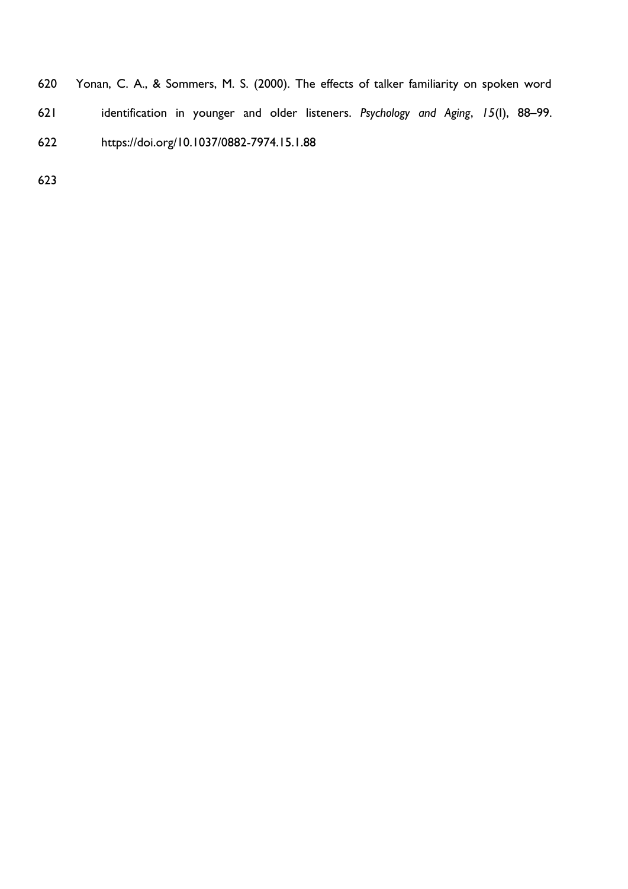Yonan, C. A., & Sommers, M. S. (2000). The effects of talker familiarity on spoken word identification in younger and older listeners. *Psychology and Aging*, *15*(1), 88–99. https://doi.org/10.1037/0882-7974.15.1.88